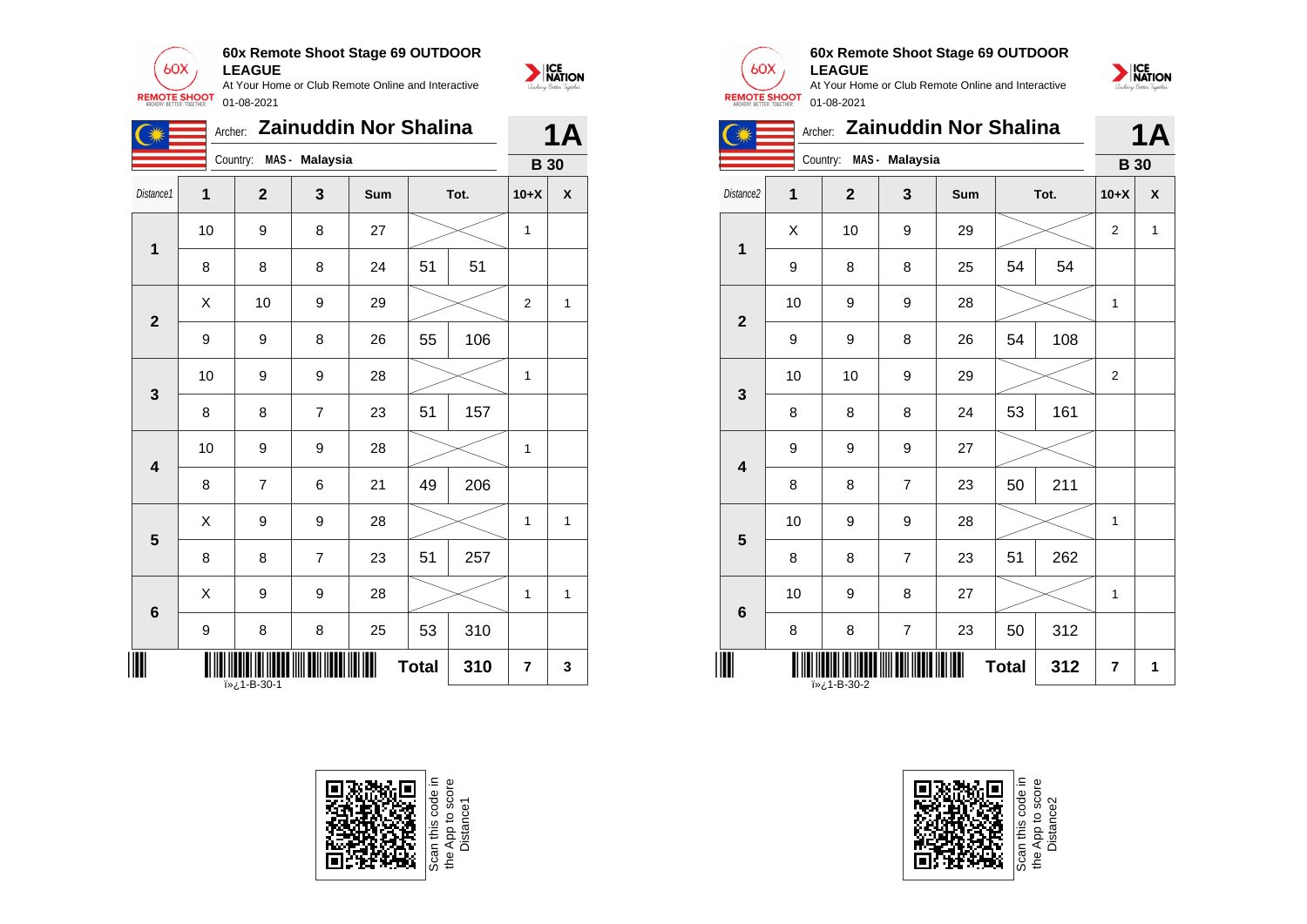## 60x Remote Shoot Stage 69 OUTDOOR LEAGUE

At Your Home or Club Remote Online and Interactive

01-08-2021

Archer: **Zainuddin Nor Shalina** — **1A**

Country: MAS - Malaysia — **B 30**

| Distance1 | 1 | 2 | 3 | Sum | Tot. | | 10+X | X |
|---|---|---|---|---|---|---|---|---|
| 1 | 10 | 9 | 8 | 27 | | | 1 | |
| | 8 | 8 | 8 | 24 | 51 | 51 | | |
| 2 | X | 10 | 9 | 29 | | | 2 | 1 |
| | 9 | 9 | 8 | 26 | 55 | 106 | | |
| 3 | 10 | 9 | 9 | 28 | | | 1 | |
| | 8 | 8 | 7 | 23 | 51 | 157 | | |
| 4 | 10 | 9 | 9 | 28 | | | 1 | |
| | 8 | 7 | 6 | 21 | 49 | 206 | | |
| 5 | X | 9 | 9 | 28 | | | 1 | 1 |
| | 8 | 8 | 7 | 23 | 51 | 257 | | |
| 6 | X | 9 | 9 | 28 | | | 1 | 1 |
| | 9 | 8 | 8 | 25 | 53 | 310 | | |
| | | | | | **Total** | **310** | **7** | **3** |

ï»¿1-B-30-1

Scan this code in the App to score Distance1

## 60x Remote Shoot Stage 69 OUTDOOR LEAGUE

At Your Home or Club Remote Online and Interactive

01-08-2021

Archer: **Zainuddin Nor Shalina** — **1A**

Country: MAS - Malaysia — **B 30**

| Distance2 | 1 | 2 | 3 | Sum | Tot. | | 10+X | X |
|---|---|---|---|---|---|---|---|---|
| 1 | X | 10 | 9 | 29 | | | 2 | 1 |
| | 9 | 8 | 8 | 25 | 54 | 54 | | |
| 2 | 10 | 9 | 9 | 28 | | | 1 | |
| | 9 | 9 | 8 | 26 | 54 | 108 | | |
| 3 | 10 | 10 | 9 | 29 | | | 2 | |
| | 8 | 8 | 8 | 24 | 53 | 161 | | |
| 4 | 9 | 9 | 9 | 27 | | | | |
| | 8 | 8 | 7 | 23 | 50 | 211 | | |
| 5 | 10 | 9 | 9 | 28 | | | 1 | |
| | 8 | 8 | 7 | 23 | 51 | 262 | | |
| 6 | 10 | 9 | 8 | 27 | | | 1 | |
| | 8 | 8 | 7 | 23 | 50 | 312 | | |
| | | | | | **Total** | **312** | **7** | **1** |

ï»¿1-B-30-2

Scan this code in the App to score Distance2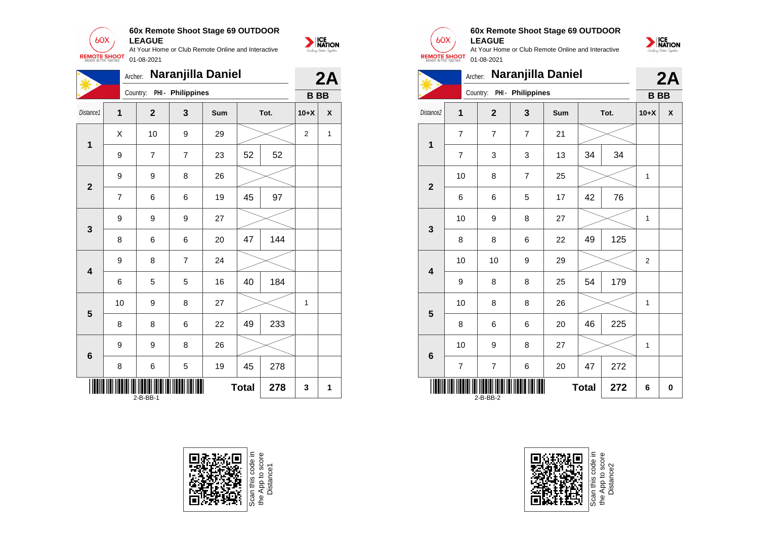**60x Remote Shoot Stage 69 OUTDOOR LEAGUE**

At Your Home or Club Remote Online and Interactive

01-08-2021

Archer: **Naranjilla Daniel**

Country: PHI - Philippines

**2A**

**B BB**

| Distance1 | 1 | 2 | 3 | Sum | Tot. | | 10+X | X |
|---|---|---|---|---|---|---|---|---|
| **1** | X | 10 | 9 | 29 | | | 2 | 1 |
| | 9 | 7 | 7 | 23 | 52 | 52 | | |
| **2** | 9 | 9 | 8 | 26 | | | | |
| | 7 | 6 | 6 | 19 | 45 | 97 | | |
| **3** | 9 | 9 | 9 | 27 | | | | |
| | 8 | 6 | 6 | 20 | 47 | 144 | | |
| **4** | 9 | 8 | 7 | 24 | | | | |
| | 6 | 5 | 5 | 16 | 40 | 184 | | |
| **5** | 10 | 9 | 8 | 27 | | | 1 | |
| | 8 | 8 | 6 | 22 | 49 | 233 | | |
| **6** | 9 | 9 | 8 | 26 | | | | |
| | 8 | 6 | 5 | 19 | 45 | 278 | | |
| | | | | | **Total** | **278** | **3** | **1** |

2-B-BB-1

Scan this code in the App to score Distance1

**60x Remote Shoot Stage 69 OUTDOOR LEAGUE**

At Your Home or Club Remote Online and Interactive

01-08-2021

Archer: **Naranjilla Daniel**

Country: PHI - Philippines

**2A**

**B BB**

| Distance2 | 1 | 2 | 3 | Sum | Tot. | | 10+X | X |
|---|---|---|---|---|---|---|---|---|
| **1** | 7 | 7 | 7 | 21 | | | | |
| | 7 | 3 | 3 | 13 | 34 | 34 | | |
| **2** | 10 | 8 | 7 | 25 | | | 1 | |
| | 6 | 6 | 5 | 17 | 42 | 76 | | |
| **3** | 10 | 9 | 8 | 27 | | | 1 | |
| | 8 | 8 | 6 | 22 | 49 | 125 | | |
| **4** | 10 | 10 | 9 | 29 | | | 2 | |
| | 9 | 8 | 8 | 25 | 54 | 179 | | |
| **5** | 10 | 8 | 8 | 26 | | | 1 | |
| | 8 | 6 | 6 | 20 | 46 | 225 | | |
| **6** | 10 | 9 | 8 | 27 | | | 1 | |
| | 7 | 7 | 6 | 20 | 47 | 272 | | |
| | | | | | **Total** | **272** | **6** | **0** |

2-B-BB-2

Scan this code in the App to score Distance2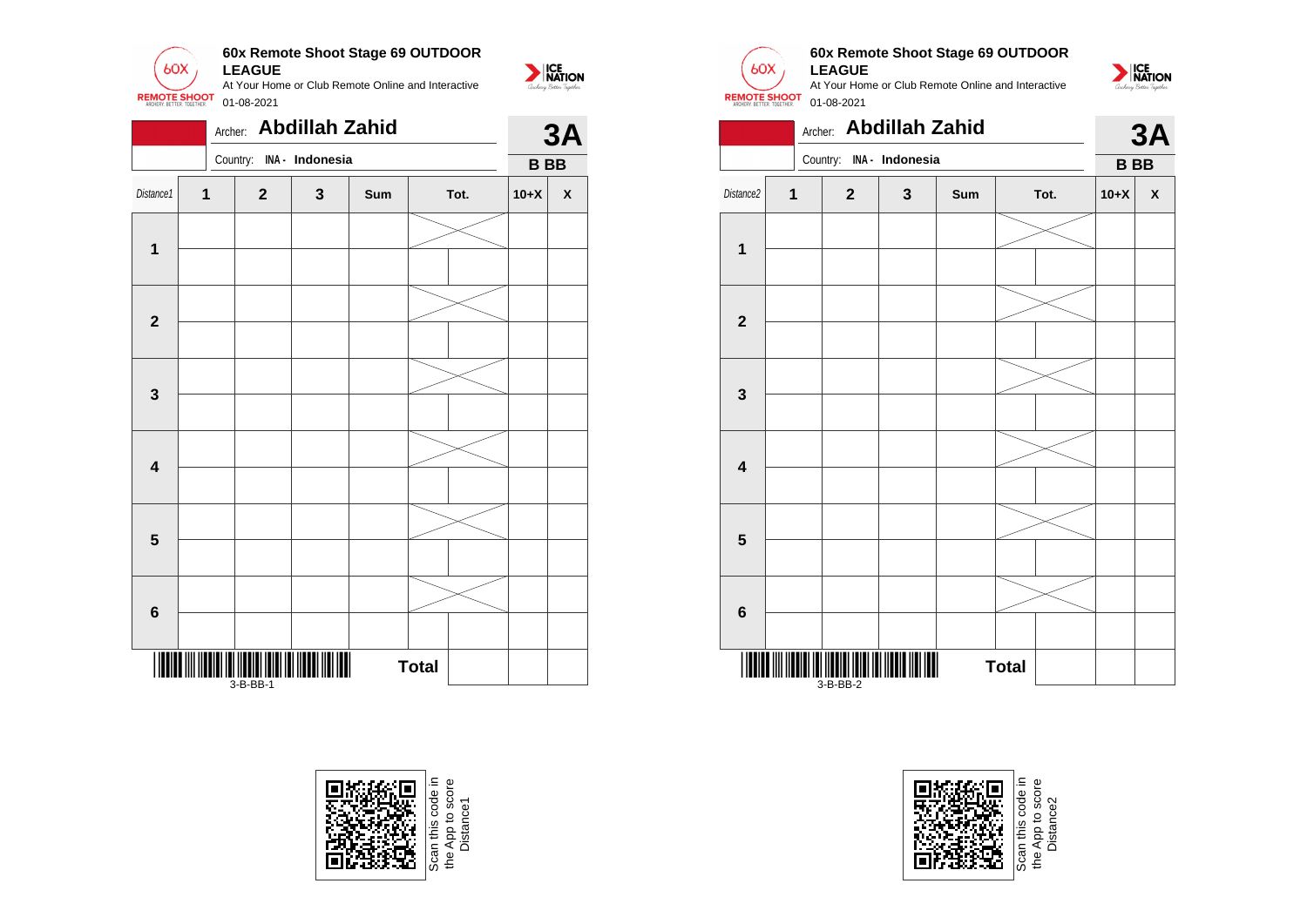## 60x Remote Shoot Stage 69 OUTDOOR LEAGUE

At Your Home or Club Remote Online and Interactive

01-08-2021

Archer: **Abdillah Zahid**

Country: INA - Indonesia

**3A**

**B BB**

| Distance1 | 1 | 2 | 3 | Sum | Tot. | | 10+X | X |
|---|---|---|---|---|---|---|---|---|
| **1** | | | | | | | | |
| | | | | | | | | |
| **2** | | | | | | | | |
| | | | | | | | | |
| **3** | | | | | | | | |
| | | | | | | | | |
| **4** | | | | | | | | |
| | | | | | | | | |
| **5** | | | | | | | | |
| | | | | | | | | |
| **6** | | | | | | | | |
| | | | | | | | | |
| | | | | | **Total** | | | |

3-B-BB-1

Scan this code in the App to score Distance1

## 60x Remote Shoot Stage 69 OUTDOOR LEAGUE

At Your Home or Club Remote Online and Interactive

01-08-2021

Archer: **Abdillah Zahid**

Country: INA - Indonesia

**3A**

**B BB**

| Distance2 | 1 | 2 | 3 | Sum | Tot. | | 10+X | X |
|---|---|---|---|---|---|---|---|---|
| **1** | | | | | | | | |
| | | | | | | | | |
| **2** | | | | | | | | |
| | | | | | | | | |
| **3** | | | | | | | | |
| | | | | | | | | |
| **4** | | | | | | | | |
| | | | | | | | | |
| **5** | | | | | | | | |
| | | | | | | | | |
| **6** | | | | | | | | |
| | | | | | | | | |
| | | | | | **Total** | | | |

3-B-BB-2

Scan this code in the App to score Distance2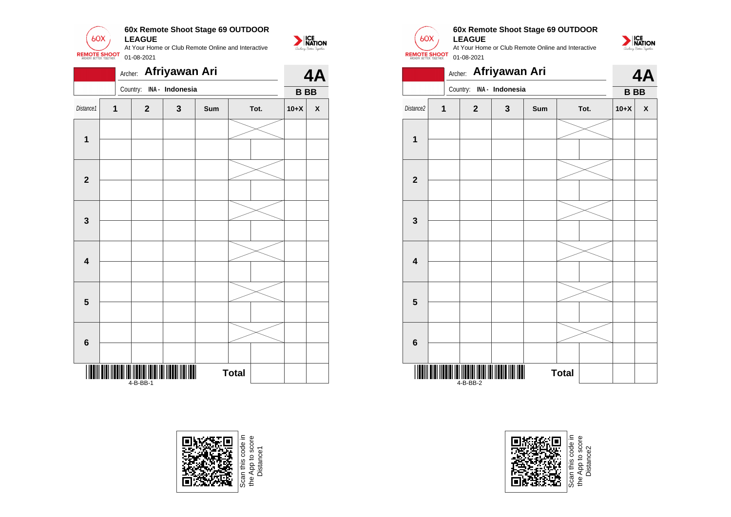## 60x Remote Shoot Stage 69 OUTDOOR LEAGUE

At Your Home or Club Remote Online and Interactive

01-08-2021

Archer: **Afriyawan Ari**

Country: INA - Indonesia

**4A**

**B BB**

| Distance1 | 1 | 2 | 3 | Sum | Tot. | | 10+X | X |
|---|---|---|---|---|---|---|---|---|
| 1 | | | | | | | | |
| | | | | | | | | |
| 2 | | | | | | | | |
| | | | | | | | | |
| 3 | | | | | | | | |
| | | | | | | | | |
| 4 | | | | | | | | |
| | | | | | | | | |
| 5 | | | | | | | | |
| | | | | | | | | |
| 6 | | | | | | | | |
| | | | | | | | | |
| | | | | | **Total** | | | |

4-B-BB-1

Scan this code in the App to score Distance1

## 60x Remote Shoot Stage 69 OUTDOOR LEAGUE

At Your Home or Club Remote Online and Interactive

01-08-2021

Archer: **Afriyawan Ari**

Country: INA - Indonesia

**4A**

**B BB**

| Distance2 | 1 | 2 | 3 | Sum | Tot. | | 10+X | X |
|---|---|---|---|---|---|---|---|---|
| 1 | | | | | | | | |
| | | | | | | | | |
| 2 | | | | | | | | |
| | | | | | | | | |
| 3 | | | | | | | | |
| | | | | | | | | |
| 4 | | | | | | | | |
| | | | | | | | | |
| 5 | | | | | | | | |
| | | | | | | | | |
| 6 | | | | | | | | |
| | | | | | | | | |
| | | | | | **Total** | | | |

4-B-BB-2

Scan this code in the App to score Distance2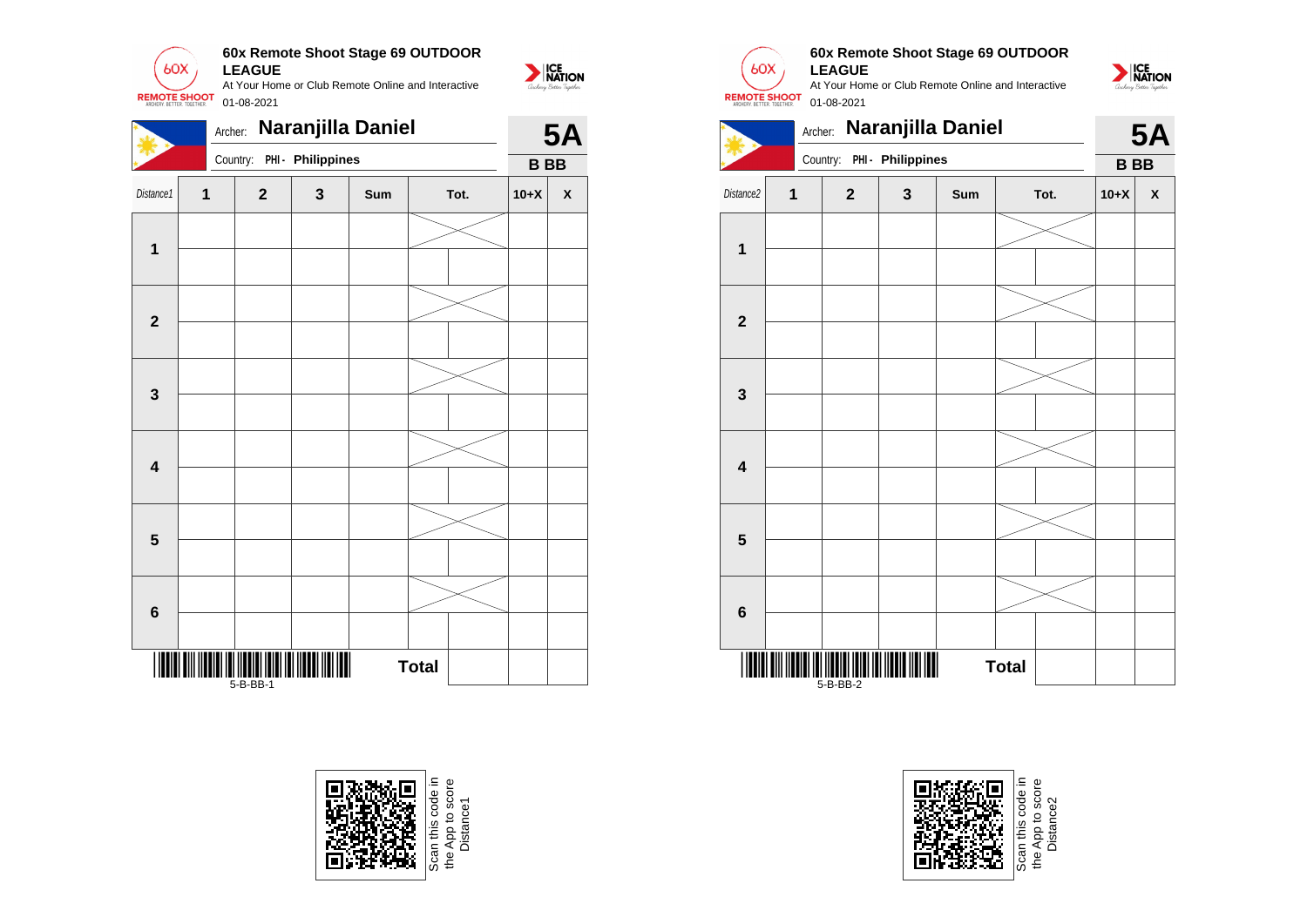**60x Remote Shoot Stage 69 OUTDOOR LEAGUE**

At Your Home or Club Remote Online and Interactive

01-08-2021

Archer: **Naranjilla Daniel**

Country: PHI - Philippines

**5A**

**B BB**

| Distance1 | 1 | 2 | 3 | Sum | Tot. | | 10+X | X |
|---|---|---|---|---|---|---|---|---|
| **1** | | | | | | | | |
| | | | | | | | | |
| **2** | | | | | | | | |
| | | | | | | | | |
| **3** | | | | | | | | |
| | | | | | | | | |
| **4** | | | | | | | | |
| | | | | | | | | |
| **5** | | | | | | | | |
| | | | | | | | | |
| **6** | | | | | | | | |
| | | | | | | | | |
| | | | | | **Total** | | | |

5-B-BB-1

Scan this code in the App to score Distance1

**60x Remote Shoot Stage 69 OUTDOOR LEAGUE**

At Your Home or Club Remote Online and Interactive

01-08-2021

Archer: **Naranjilla Daniel**

Country: PHI - Philippines

**5A**

**B BB**

| Distance2 | 1 | 2 | 3 | Sum | Tot. | | 10+X | X |
|---|---|---|---|---|---|---|---|---|
| **1** | | | | | | | | |
| | | | | | | | | |
| **2** | | | | | | | | |
| | | | | | | | | |
| **3** | | | | | | | | |
| | | | | | | | | |
| **4** | | | | | | | | |
| | | | | | | | | |
| **5** | | | | | | | | |
| | | | | | | | | |
| **6** | | | | | | | | |
| | | | | | | | | |
| | | | | | **Total** | | | |

5-B-BB-2

Scan this code in the App to score Distance2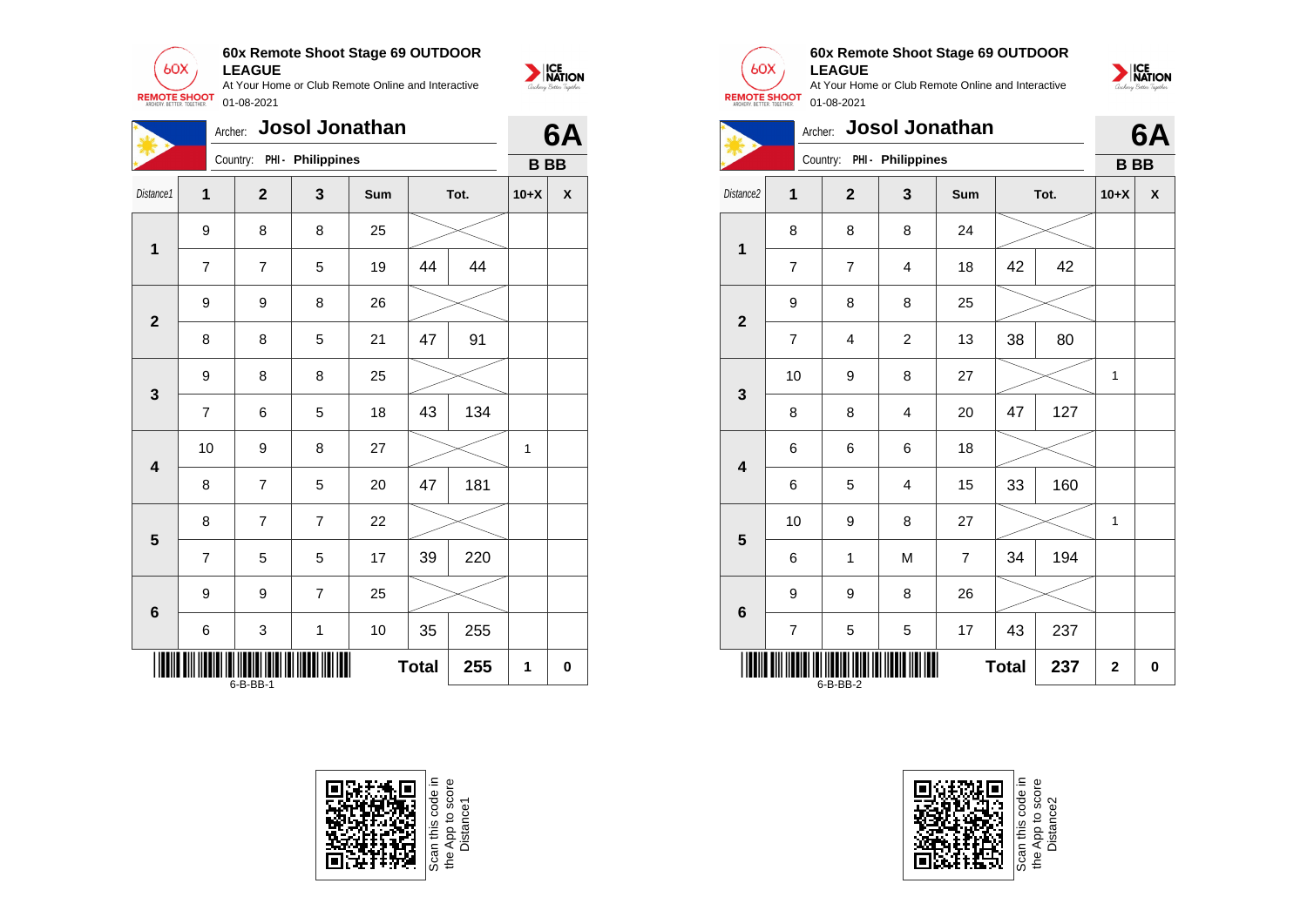**60x Remote Shoot Stage 69 OUTDOOR LEAGUE**

At Your Home or Club Remote Online and Interactive

01-08-2021

Archer: **Josol Jonathan** — **6A**

Country: PHI - Philippines — **B BB**

| Distance1 | 1 | 2 | 3 | Sum | Tot. | | 10+X | X |
|---|---|---|---|---|---|---|---|---|
| 1 | 9 | 8 | 8 | 25 | | | | |
| | 7 | 7 | 5 | 19 | 44 | 44 | | |
| 2 | 9 | 9 | 8 | 26 | | | | |
| | 8 | 8 | 5 | 21 | 47 | 91 | | |
| 3 | 9 | 8 | 8 | 25 | | | | |
| | 7 | 6 | 5 | 18 | 43 | 134 | | |
| 4 | 10 | 9 | 8 | 27 | | | 1 | |
| | 8 | 7 | 5 | 20 | 47 | 181 | | |
| 5 | 8 | 7 | 7 | 22 | | | | |
| | 7 | 5 | 5 | 17 | 39 | 220 | | |
| 6 | 9 | 9 | 7 | 25 | | | | |
| | 6 | 3 | 1 | 10 | 35 | 255 | | |
| | | | | | **Total** | **255** | **1** | **0** |

6-B-BB-1

Scan this code in the App to score Distance1

**60x Remote Shoot Stage 69 OUTDOOR LEAGUE**

At Your Home or Club Remote Online and Interactive

01-08-2021

Archer: **Josol Jonathan** — **6A**

Country: PHI - Philippines — **B BB**

| Distance2 | 1 | 2 | 3 | Sum | Tot. | | 10+X | X |
|---|---|---|---|---|---|---|---|---|
| 1 | 8 | 8 | 8 | 24 | | | | |
| | 7 | 7 | 4 | 18 | 42 | 42 | | |
| 2 | 9 | 8 | 8 | 25 | | | | |
| | 7 | 4 | 2 | 13 | 38 | 80 | | |
| 3 | 10 | 9 | 8 | 27 | | | 1 | |
| | 8 | 8 | 4 | 20 | 47 | 127 | | |
| 4 | 6 | 6 | 6 | 18 | | | | |
| | 6 | 5 | 4 | 15 | 33 | 160 | | |
| 5 | 10 | 9 | 8 | 27 | | | 1 | |
| | 6 | 1 | M | 7 | 34 | 194 | | |
| 6 | 9 | 9 | 8 | 26 | | | | |
| | 7 | 5 | 5 | 17 | 43 | 237 | | |
| | | | | | **Total** | **237** | **2** | **0** |

6-B-BB-2

Scan this code in the App to score Distance2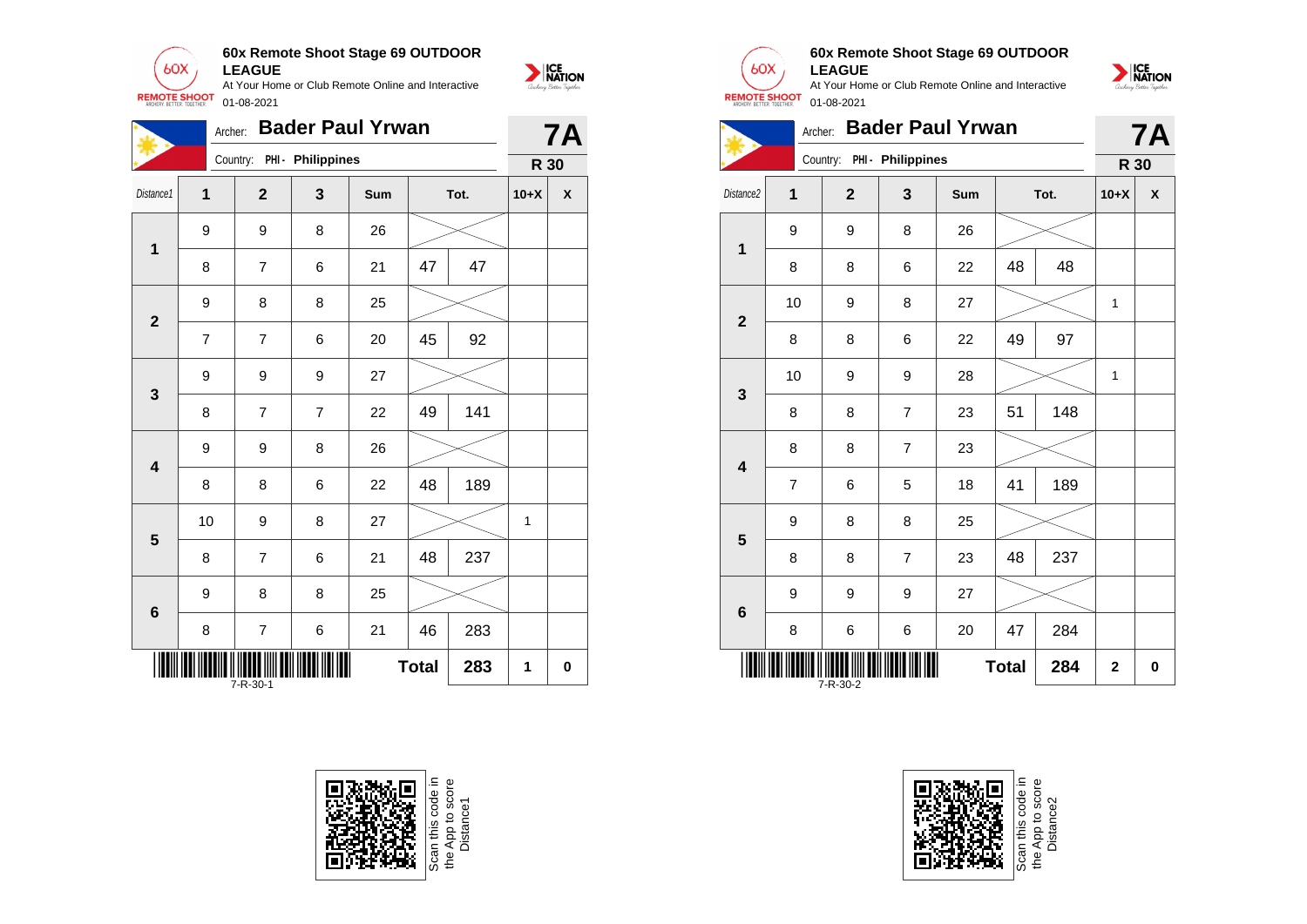## 60x Remote Shoot Stage 69 OUTDOOR LEAGUE

At Your Home or Club Remote Online and Interactive

01-08-2021

Archer: **Bader Paul Yrwan** — **7A**

Country: PHI - Philippines — **R 30**

| Distance1 | 1 | 2 | 3 | Sum | Tot. | | 10+X | X |
|---|---|---|---|---|---|---|---|---|
| 1 | 9 | 9 | 8 | 26 | | | | |
| | 8 | 7 | 6 | 21 | 47 | 47 | | |
| 2 | 9 | 8 | 8 | 25 | | | | |
| | 7 | 7 | 6 | 20 | 45 | 92 | | |
| 3 | 9 | 9 | 9 | 27 | | | | |
| | 8 | 7 | 7 | 22 | 49 | 141 | | |
| 4 | 9 | 9 | 8 | 26 | | | | |
| | 8 | 8 | 6 | 22 | 48 | 189 | | |
| 5 | 10 | 9 | 8 | 27 | | | 1 | |
| | 8 | 7 | 6 | 21 | 48 | 237 | | |
| 6 | 9 | 8 | 8 | 25 | | | | |
| | 8 | 7 | 6 | 21 | 46 | 283 | | |
| | | | | | **Total** | **283** | **1** | **0** |

7-R-30-1

Scan this code in the App to score Distance1

## 60x Remote Shoot Stage 69 OUTDOOR LEAGUE

At Your Home or Club Remote Online and Interactive

01-08-2021

Archer: **Bader Paul Yrwan** — **7A**

Country: PHI - Philippines — **R 30**

| Distance2 | 1 | 2 | 3 | Sum | Tot. | | 10+X | X |
|---|---|---|---|---|---|---|---|---|
| 1 | 9 | 9 | 8 | 26 | | | | |
| | 8 | 8 | 6 | 22 | 48 | 48 | | |
| 2 | 10 | 9 | 8 | 27 | | | 1 | |
| | 8 | 8 | 6 | 22 | 49 | 97 | | |
| 3 | 10 | 9 | 9 | 28 | | | 1 | |
| | 8 | 8 | 7 | 23 | 51 | 148 | | |
| 4 | 8 | 8 | 7 | 23 | | | | |
| | 7 | 6 | 5 | 18 | 41 | 189 | | |
| 5 | 9 | 8 | 8 | 25 | | | | |
| | 8 | 8 | 7 | 23 | 48 | 237 | | |
| 6 | 9 | 9 | 9 | 27 | | | | |
| | 8 | 6 | 6 | 20 | 47 | 284 | | |
| | | | | | **Total** | **284** | **2** | **0** |

7-R-30-2

Scan this code in the App to score Distance2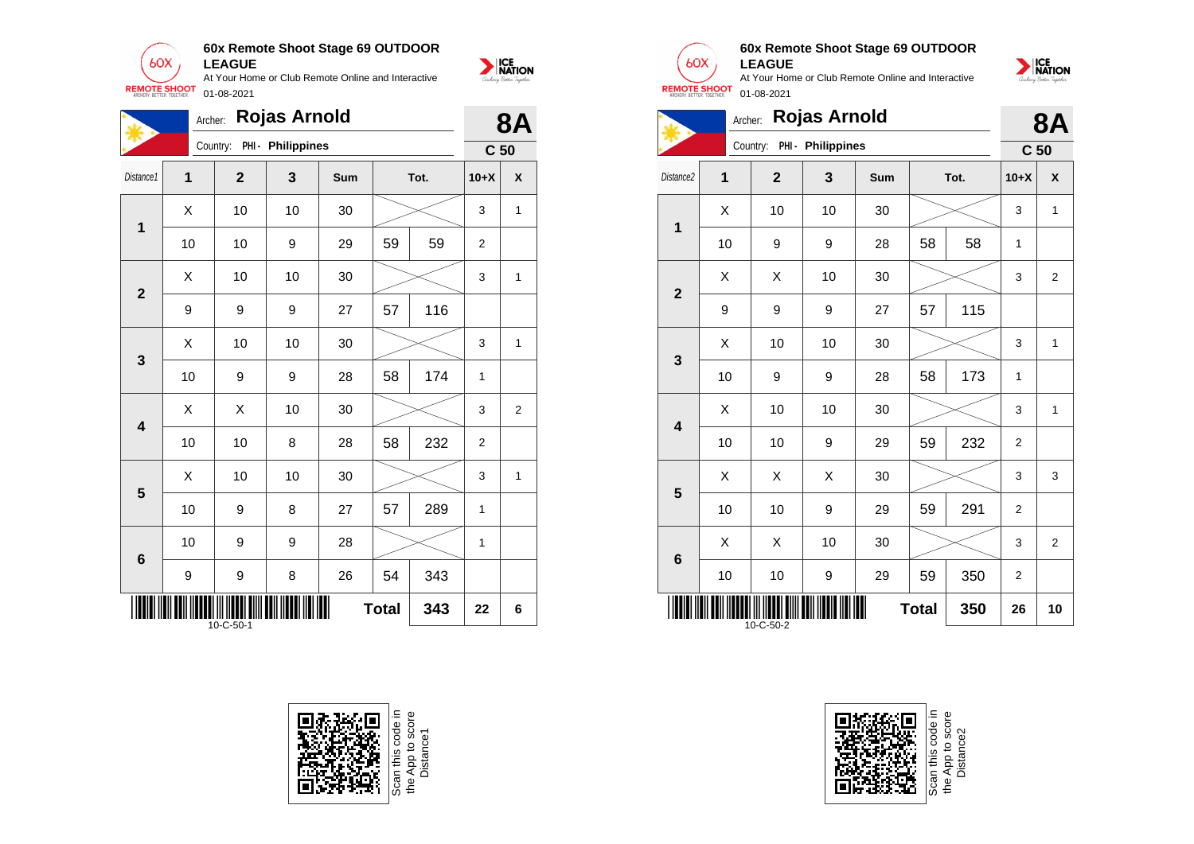## 60x Remote Shoot Stage 69 OUTDOOR LEAGUE

At Your Home or Club Remote Online and Interactive

01-08-2021

Archer: **Rojas Arnold** — **8A**

Country: PHI - Philippines — **C 50**

| Distance1 | 1 | 2 | 3 | Sum | Tot. | | 10+X | X |
|---|---|---|---|---|---|---|---|---|
| 1 | X | 10 | 10 | 30 | | | 3 | 1 |
| | 10 | 10 | 9 | 29 | 59 | 59 | 2 | |
| 2 | X | 10 | 10 | 30 | | | 3 | 1 |
| | 9 | 9 | 9 | 27 | 57 | 116 | | |
| 3 | X | 10 | 10 | 30 | | | 3 | 1 |
| | 10 | 9 | 9 | 28 | 58 | 174 | 1 | |
| 4 | X | X | 10 | 30 | | | 3 | 2 |
| | 10 | 10 | 8 | 28 | 58 | 232 | 2 | |
| 5 | X | 10 | 10 | 30 | | | 3 | 1 |
| | 10 | 9 | 8 | 27 | 57 | 289 | 1 | |
| 6 | 10 | 9 | 9 | 28 | | | 1 | |
| | 9 | 9 | 8 | 26 | 54 | 343 | | |
| | | | | | Total | 343 | 22 | 6 |

10-C-50-1

Scan this code in the App to score Distance1

## 60x Remote Shoot Stage 69 OUTDOOR LEAGUE

At Your Home or Club Remote Online and Interactive

01-08-2021

Archer: **Rojas Arnold** — **8A**

Country: PHI - Philippines — **C 50**

| Distance2 | 1 | 2 | 3 | Sum | Tot. | | 10+X | X |
|---|---|---|---|---|---|---|---|---|
| 1 | X | 10 | 10 | 30 | | | 3 | 1 |
| | 10 | 9 | 9 | 28 | 58 | 58 | 1 | |
| 2 | X | X | 10 | 30 | | | 3 | 2 |
| | 9 | 9 | 9 | 27 | 57 | 115 | | |
| 3 | X | 10 | 10 | 30 | | | 3 | 1 |
| | 10 | 9 | 9 | 28 | 58 | 173 | 1 | |
| 4 | X | 10 | 10 | 30 | | | 3 | 1 |
| | 10 | 10 | 9 | 29 | 59 | 232 | 2 | |
| 5 | X | X | X | 30 | | | 3 | 3 |
| | 10 | 10 | 9 | 29 | 59 | 291 | 2 | |
| 6 | X | X | 10 | 30 | | | 3 | 2 |
| | 10 | 10 | 9 | 29 | 59 | 350 | 2 | |
| | | | | | Total | 350 | 26 | 10 |

10-C-50-2

Scan this code in the App to score Distance2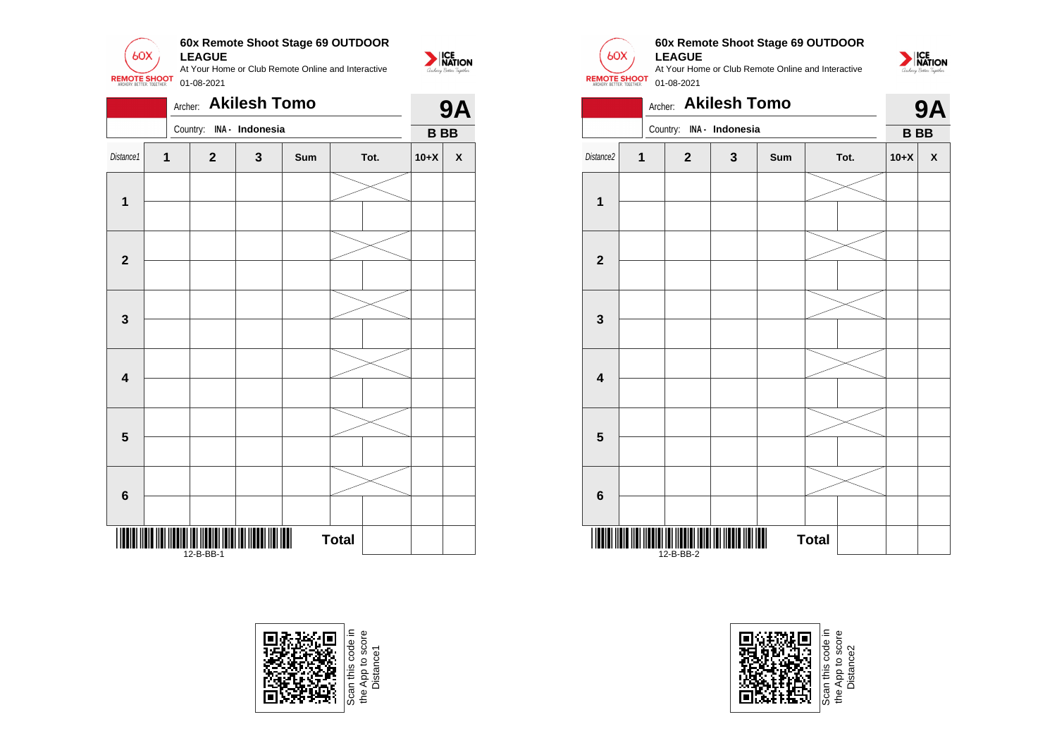**60x Remote Shoot Stage 69 OUTDOOR LEAGUE**

At Your Home or Club Remote Online and Interactive

01-08-2021

Archer: **Akilesh Tomo** **9A**

Country: INA - Indonesia **B BB**

| *Distance1* | 1 | 2 | 3 | Sum | Tot. | | 10+X | X |
|---|---|---|---|---|---|---|---|---|
| **1** | | | | | | | | |
| | | | | | | | | |
| **2** | | | | | | | | |
| | | | | | | | | |
| **3** | | | | | | | | |
| | | | | | | | | |
| **4** | | | | | | | | |
| | | | | | | | | |
| **5** | | | | | | | | |
| | | | | | | | | |
| **6** | | | | | | | | |
| | | | | | | | | |
| | | | | | **Total** | | | |

12-B-BB-1

Scan this code in the App to score Distance1

**60x Remote Shoot Stage 69 OUTDOOR LEAGUE**

At Your Home or Club Remote Online and Interactive

01-08-2021

Archer: **Akilesh Tomo** **9A**

Country: INA - Indonesia **B BB**

| *Distance2* | 1 | 2 | 3 | Sum | Tot. | | 10+X | X |
|---|---|---|---|---|---|---|---|---|
| **1** | | | | | | | | |
| | | | | | | | | |
| **2** | | | | | | | | |
| | | | | | | | | |
| **3** | | | | | | | | |
| | | | | | | | | |
| **4** | | | | | | | | |
| | | | | | | | | |
| **5** | | | | | | | | |
| | | | | | | | | |
| **6** | | | | | | | | |
| | | | | | | | | |
| | | | | | **Total** | | | |

12-B-BB-2

Scan this code in the App to score Distance2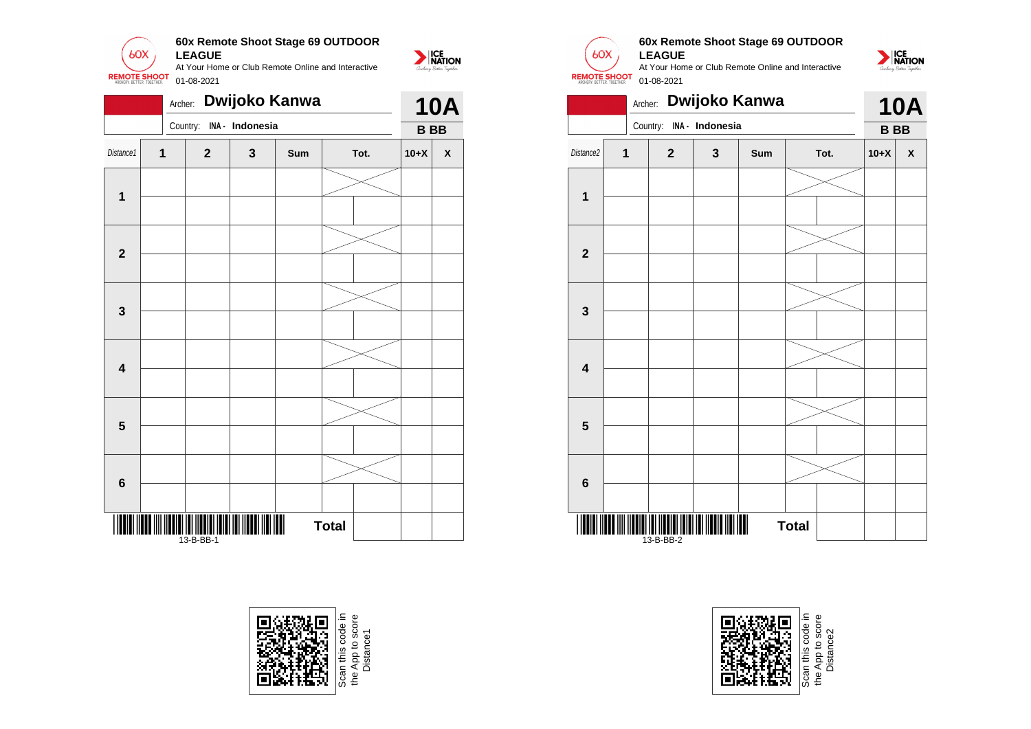## 60x Remote Shoot Stage 69 OUTDOOR LEAGUE

At Your Home or Club Remote Online and Interactive

01-08-2021

Archer: **Dwijoko Kanwa**

Country: INA - Indonesia

**10A**

**B BB**

| Distance1 | 1 | 2 | 3 | Sum | Tot. | | 10+X | X |
|---|---|---|---|---|---|---|---|---|
| **1** | | | | | | | | |
| | | | | | | | | |
| **2** | | | | | | | | |
| | | | | | | | | |
| **3** | | | | | | | | |
| | | | | | | | | |
| **4** | | | | | | | | |
| | | | | | | | | |
| **5** | | | | | | | | |
| | | | | | | | | |
| **6** | | | | | | | | |
| | | | | | | | | |
| | | | | | **Total** | | | |

13-B-BB-1

Scan this code in the App to score Distance1

## 60x Remote Shoot Stage 69 OUTDOOR LEAGUE

At Your Home or Club Remote Online and Interactive

01-08-2021

Archer: **Dwijoko Kanwa**

Country: INA - Indonesia

**10A**

**B BB**

| Distance2 | 1 | 2 | 3 | Sum | Tot. | | 10+X | X |
|---|---|---|---|---|---|---|---|---|
| **1** | | | | | | | | |
| | | | | | | | | |
| **2** | | | | | | | | |
| | | | | | | | | |
| **3** | | | | | | | | |
| | | | | | | | | |
| **4** | | | | | | | | |
| | | | | | | | | |
| **5** | | | | | | | | |
| | | | | | | | | |
| **6** | | | | | | | | |
| | | | | | | | | |
| | | | | | **Total** | | | |

13-B-BB-2

Scan this code in the App to score Distance2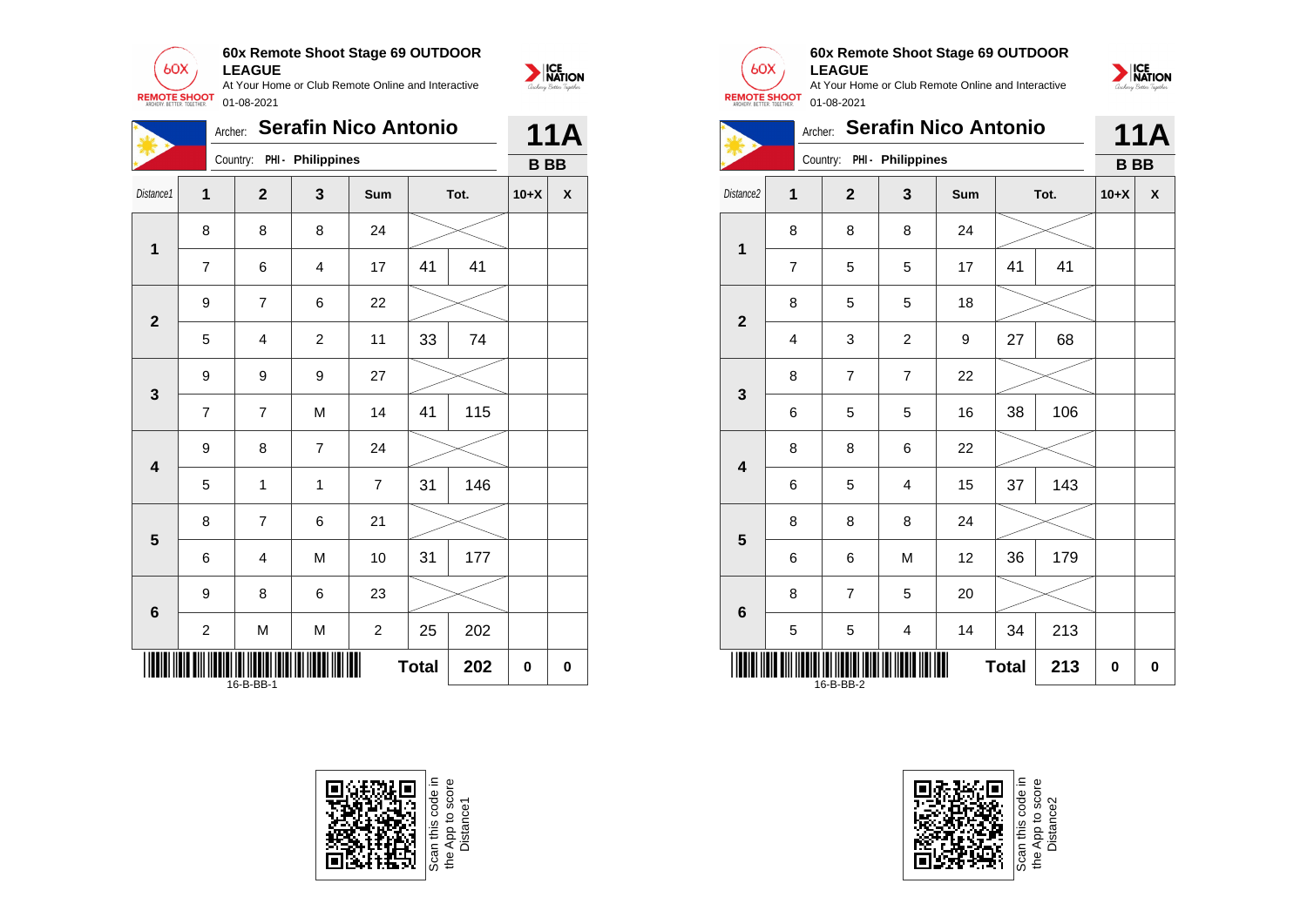**60x Remote Shoot Stage 69 OUTDOOR LEAGUE**
At Your Home or Club Remote Online and Interactive
01-08-2021

Archer: **Serafin Nico Antonio**
Country: PHI - Philippines

**11A**
**B BB**

| Distance1 | 1 | 2 | 3 | Sum | Tot. | | 10+X | X |
|---|---|---|---|---|---|---|---|---|
| **1** | 8 | 8 | 8 | 24 | | | | |
| | 7 | 6 | 4 | 17 | 41 | 41 | | |
| **2** | 9 | 7 | 6 | 22 | | | | |
| | 5 | 4 | 2 | 11 | 33 | 74 | | |
| **3** | 9 | 9 | 9 | 27 | | | | |
| | 7 | 7 | M | 14 | 41 | 115 | | |
| **4** | 9 | 8 | 7 | 24 | | | | |
| | 5 | 1 | 1 | 7 | 31 | 146 | | |
| **5** | 8 | 7 | 6 | 21 | | | | |
| | 6 | 4 | M | 10 | 31 | 177 | | |
| **6** | 9 | 8 | 6 | 23 | | | | |
| | 2 | M | M | 2 | 25 | 202 | | |
| | | | | | **Total** | **202** | **0** | **0** |

16-B-BB-1

**60x Remote Shoot Stage 69 OUTDOOR LEAGUE**
At Your Home or Club Remote Online and Interactive
01-08-2021

Archer: **Serafin Nico Antonio**
Country: PHI - Philippines

**11A**
**B BB**

| Distance2 | 1 | 2 | 3 | Sum | Tot. | | 10+X | X |
|---|---|---|---|---|---|---|---|---|
| **1** | 8 | 8 | 8 | 24 | | | | |
| | 7 | 5 | 5 | 17 | 41 | 41 | | |
| **2** | 8 | 5 | 5 | 18 | | | | |
| | 4 | 3 | 2 | 9 | 27 | 68 | | |
| **3** | 8 | 7 | 7 | 22 | | | | |
| | 6 | 5 | 5 | 16 | 38 | 106 | | |
| **4** | 8 | 8 | 6 | 22 | | | | |
| | 6 | 5 | 4 | 15 | 37 | 143 | | |
| **5** | 8 | 8 | 8 | 24 | | | | |
| | 6 | 6 | M | 12 | 36 | 179 | | |
| **6** | 8 | 7 | 5 | 20 | | | | |
| | 5 | 5 | 4 | 14 | 34 | 213 | | |
| | | | | | **Total** | **213** | **0** | **0** |

16-B-BB-2

Scan this code in the App to score Distance1

Scan this code in the App to score Distance2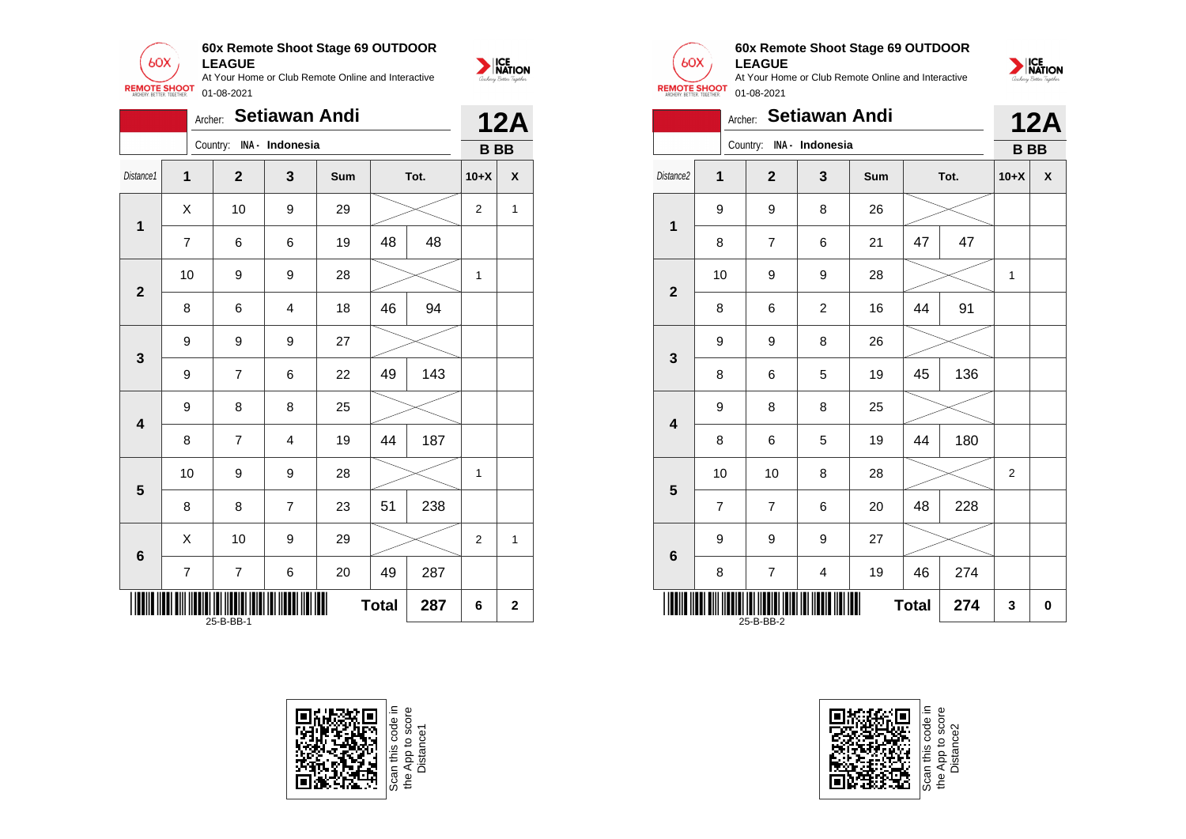## 60x Remote Shoot Stage 69 OUTDOOR LEAGUE

At Your Home or Club Remote Online and Interactive

01-08-2021

Archer: **Setiawan Andi**

Country: INA - Indonesia

**12A**

**B BB**

| Distance1 | 1 | 2 | 3 | Sum | Tot. | | 10+X | X |
|---|---|---|---|---|---|---|---|---|
| 1 | X | 10 | 9 | 29 | | | 2 | 1 |
| | 7 | 6 | 6 | 19 | 48 | 48 | | |
| 2 | 10 | 9 | 9 | 28 | | | 1 | |
| | 8 | 6 | 4 | 18 | 46 | 94 | | |
| 3 | 9 | 9 | 9 | 27 | | | | |
| | 9 | 7 | 6 | 22 | 49 | 143 | | |
| 4 | 9 | 8 | 8 | 25 | | | | |
| | 8 | 7 | 4 | 19 | 44 | 187 | | |
| 5 | 10 | 9 | 9 | 28 | | | 1 | |
| | 8 | 8 | 7 | 23 | 51 | 238 | | |
| 6 | X | 10 | 9 | 29 | | | 2 | 1 |
| | 7 | 7 | 6 | 20 | 49 | 287 | | |
| | | | | | **Total** | **287** | **6** | **2** |

25-B-BB-1

Scan this code in the App to score Distance1

## 60x Remote Shoot Stage 69 OUTDOOR LEAGUE

At Your Home or Club Remote Online and Interactive

01-08-2021

Archer: **Setiawan Andi**

Country: INA - Indonesia

**12A**

**B BB**

| Distance2 | 1 | 2 | 3 | Sum | Tot. | | 10+X | X |
|---|---|---|---|---|---|---|---|---|
| 1 | 9 | 9 | 8 | 26 | | | | |
| | 8 | 7 | 6 | 21 | 47 | 47 | | |
| 2 | 10 | 9 | 9 | 28 | | | 1 | |
| | 8 | 6 | 2 | 16 | 44 | 91 | | |
| 3 | 9 | 9 | 8 | 26 | | | | |
| | 8 | 6 | 5 | 19 | 45 | 136 | | |
| 4 | 9 | 8 | 8 | 25 | | | | |
| | 8 | 6 | 5 | 19 | 44 | 180 | | |
| 5 | 10 | 10 | 8 | 28 | | | 2 | |
| | 7 | 7 | 6 | 20 | 48 | 228 | | |
| 6 | 9 | 9 | 9 | 27 | | | | |
| | 8 | 7 | 4 | 19 | 46 | 274 | | |
| | | | | | **Total** | **274** | **3** | **0** |

25-B-BB-2

Scan this code in the App to score Distance2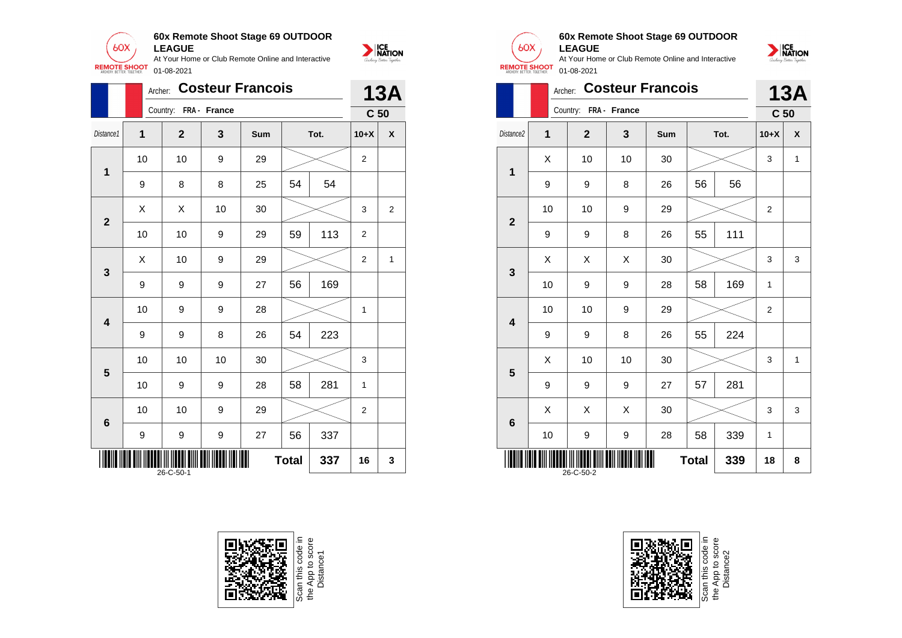## 60x Remote Shoot Stage 69 OUTDOOR LEAGUE

At Your Home or Club Remote Online and Interactive

01-08-2021

Archer: **Costeur Francois** — **13A**

Country: FRA - France — **C 50**

| Distance1 | 1 | 2 | 3 | Sum | Tot. | | 10+X | X |
|---|---|---|---|---|---|---|---|---|
| 1 | 10 | 10 | 9 | 29 | | | 2 | |
| | 9 | 8 | 8 | 25 | 54 | 54 | | |
| 2 | X | X | 10 | 30 | | | 3 | 2 |
| | 10 | 10 | 9 | 29 | 59 | 113 | 2 | |
| 3 | X | 10 | 9 | 29 | | | 2 | 1 |
| | 9 | 9 | 9 | 27 | 56 | 169 | | |
| 4 | 10 | 9 | 9 | 28 | | | 1 | |
| | 9 | 9 | 8 | 26 | 54 | 223 | | |
| 5 | 10 | 10 | 10 | 30 | | | 3 | |
| | 10 | 9 | 9 | 28 | 58 | 281 | 1 | |
| 6 | 10 | 10 | 9 | 29 | | | 2 | |
| | 9 | 9 | 9 | 27 | 56 | 337 | | |
| | | | | | Total | 337 | 16 | 3 |

26-C-50-1

Scan this code in the App to score Distance1

## 60x Remote Shoot Stage 69 OUTDOOR LEAGUE

At Your Home or Club Remote Online and Interactive

01-08-2021

Archer: **Costeur Francois** — **13A**

Country: FRA - France — **C 50**

| Distance2 | 1 | 2 | 3 | Sum | Tot. | | 10+X | X |
|---|---|---|---|---|---|---|---|---|
| 1 | X | 10 | 10 | 30 | | | 3 | 1 |
| | 9 | 9 | 8 | 26 | 56 | 56 | | |
| 2 | 10 | 10 | 9 | 29 | | | 2 | |
| | 9 | 9 | 8 | 26 | 55 | 111 | | |
| 3 | X | X | X | 30 | | | 3 | 3 |
| | 10 | 9 | 9 | 28 | 58 | 169 | 1 | |
| 4 | 10 | 10 | 9 | 29 | | | 2 | |
| | 9 | 9 | 8 | 26 | 55 | 224 | | |
| 5 | X | 10 | 10 | 30 | | | 3 | 1 |
| | 9 | 9 | 9 | 27 | 57 | 281 | | |
| 6 | X | X | X | 30 | | | 3 | 3 |
| | 10 | 9 | 9 | 28 | 58 | 339 | 1 | |
| | | | | | Total | 339 | 18 | 8 |

26-C-50-2

Scan this code in the App to score Distance2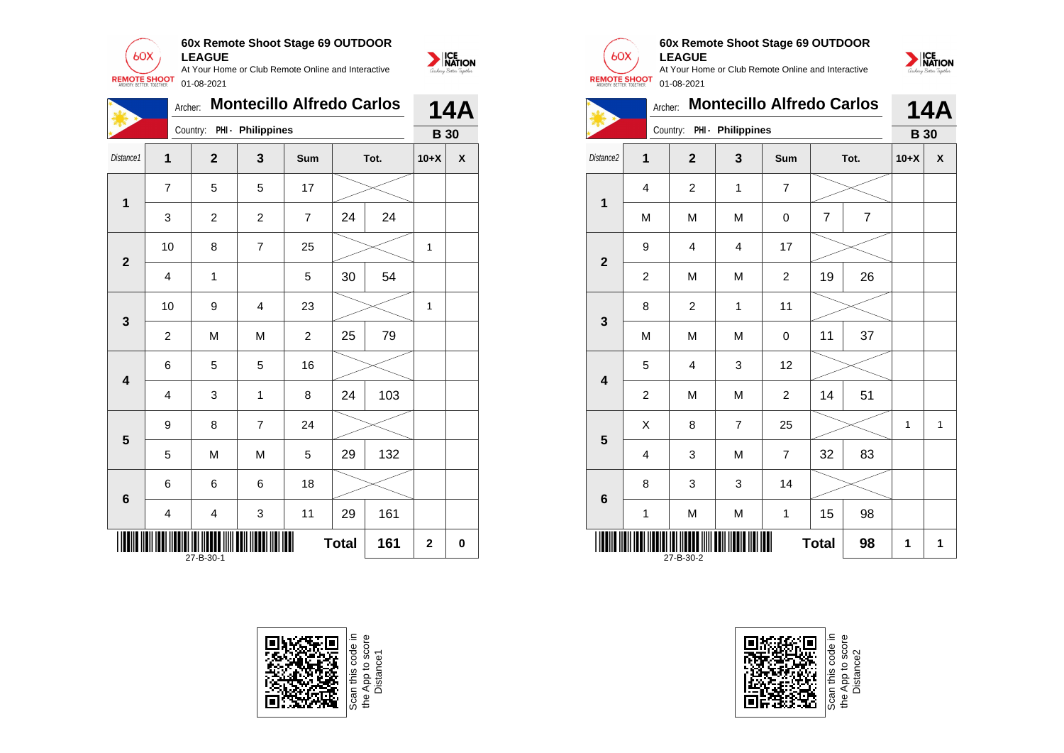## 60x Remote Shoot Stage 69 OUTDOOR LEAGUE

At Your Home or Club Remote Online and Interactive

01-08-2021

Archer: **Montecillo Alfredo Carlos** — **14A**

Country: PHI - Philippines — **B 30**

| Distance1 | 1 | 2 | 3 | Sum | Tot. | | 10+X | X |
|---|---|---|---|---|---|---|---|---|
| 1 | 7 | 5 | 5 | 17 | | | | |
| | 3 | 2 | 2 | 7 | 24 | 24 | | |
| 2 | 10 | 8 | 7 | 25 | | | 1 | |
| | 4 | 1 | | 5 | 30 | 54 | | |
| 3 | 10 | 9 | 4 | 23 | | | 1 | |
| | 2 | M | M | 2 | 25 | 79 | | |
| 4 | 6 | 5 | 5 | 16 | | | | |
| | 4 | 3 | 1 | 8 | 24 | 103 | | |
| 5 | 9 | 8 | 7 | 24 | | | | |
| | 5 | M | M | 5 | 29 | 132 | | |
| 6 | 6 | 6 | 6 | 18 | | | | |
| | 4 | 4 | 3 | 11 | 29 | 161 | | |
| | | | | | **Total** | **161** | **2** | **0** |

27-B-30-1

## 60x Remote Shoot Stage 69 OUTDOOR LEAGUE

At Your Home or Club Remote Online and Interactive

01-08-2021

Archer: **Montecillo Alfredo Carlos** — **14A**

Country: PHI - Philippines — **B 30**

| Distance2 | 1 | 2 | 3 | Sum | Tot. | | 10+X | X |
|---|---|---|---|---|---|---|---|---|
| 1 | 4 | 2 | 1 | 7 | | | | |
| | M | M | M | 0 | 7 | 7 | | |
| 2 | 9 | 4 | 4 | 17 | | | | |
| | 2 | M | M | 2 | 19 | 26 | | |
| 3 | 8 | 2 | 1 | 11 | | | | |
| | M | M | M | 0 | 11 | 37 | | |
| 4 | 5 | 4 | 3 | 12 | | | | |
| | 2 | M | M | 2 | 14 | 51 | | |
| 5 | X | 8 | 7 | 25 | | | 1 | 1 |
| | 4 | 3 | M | 7 | 32 | 83 | | |
| 6 | 8 | 3 | 3 | 14 | | | | |
| | 1 | M | M | 1 | 15 | 98 | | |
| | | | | | **Total** | **98** | **1** | **1** |

27-B-30-2

Scan this code in the App to score Distance1

Scan this code in the App to score Distance2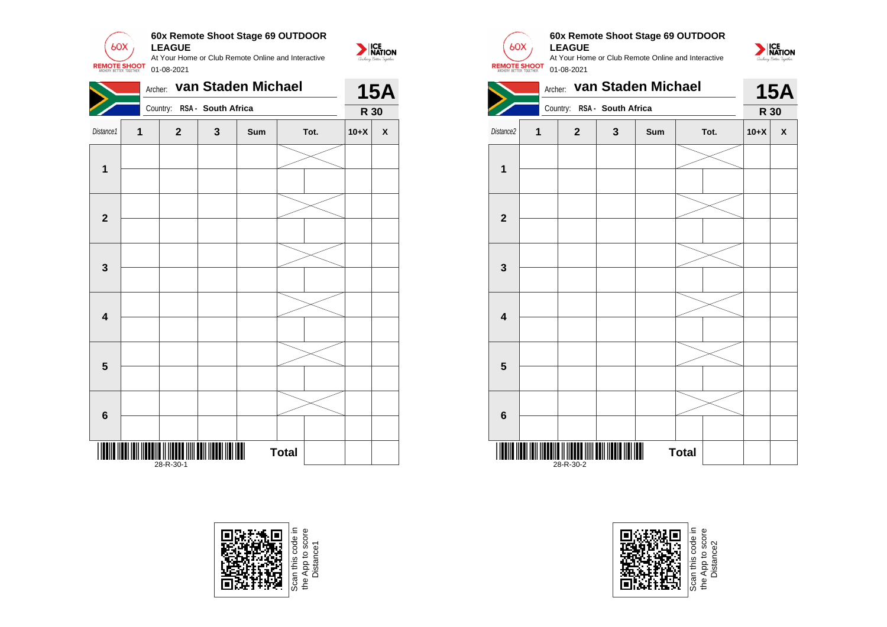**60x Remote Shoot Stage 69 OUTDOOR LEAGUE**

At Your Home or Club Remote Online and Interactive

01-08-2021

Archer: **van Staden Michael** — **15A**

Country: **RSA - South Africa** — **R 30**

| Distance1 | 1 | 2 | 3 | Sum | Tot. | | 10+X | X |
|---|---|---|---|---|---|---|---|---|
| 1 | | | | | | | | |
| | | | | | | | | |
| 2 | | | | | | | | |
| | | | | | | | | |
| 3 | | | | | | | | |
| | | | | | | | | |
| 4 | | | | | | | | |
| | | | | | | | | |
| 5 | | | | | | | | |
| | | | | | | | | |
| 6 | | | | | | | | |
| | | | | | | | | |
| | | | | | Total | | | |

28-R-30-1

Scan this code in the App to score Distance1

**60x Remote Shoot Stage 69 OUTDOOR LEAGUE**

At Your Home or Club Remote Online and Interactive

01-08-2021

Archer: **van Staden Michael** — **15A**

Country: **RSA - South Africa** — **R 30**

| Distance2 | 1 | 2 | 3 | Sum | Tot. | | 10+X | X |
|---|---|---|---|---|---|---|---|---|
| 1 | | | | | | | | |
| | | | | | | | | |
| 2 | | | | | | | | |
| | | | | | | | | |
| 3 | | | | | | | | |
| | | | | | | | | |
| 4 | | | | | | | | |
| | | | | | | | | |
| 5 | | | | | | | | |
| | | | | | | | | |
| 6 | | | | | | | | |
| | | | | | | | | |
| | | | | | Total | | | |

28-R-30-2

Scan this code in the App to score Distance2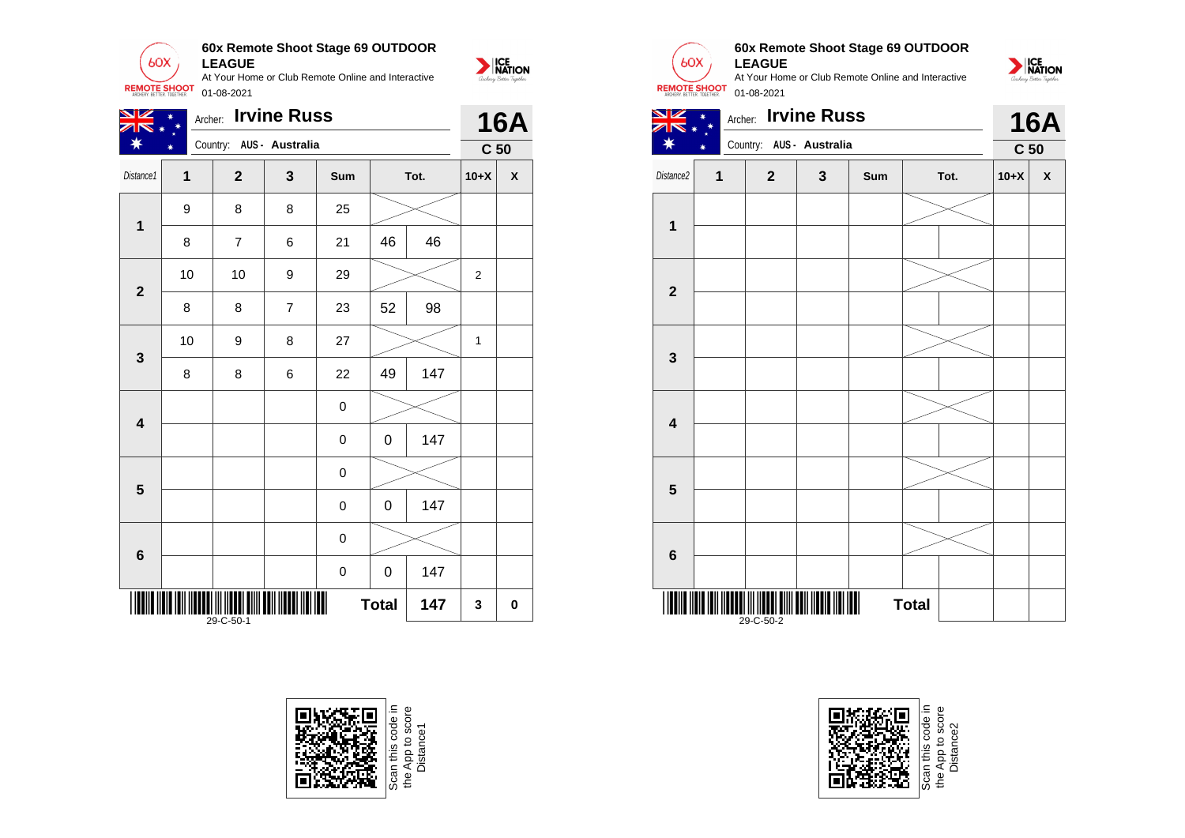**60x Remote Shoot Stage 69 OUTDOOR LEAGUE**
At Your Home or Club Remote Online and Interactive
01-08-2021

Archer: **Irvine Russ** — **16A**
Country: AUS - Australia — **C 50**

| Distance1 | 1 | 2 | 3 | Sum | Tot. | | 10+X | X |
|---|---|---|---|---|---|---|---|---|
| 1 | 9 | 8 | 8 | 25 | | | | |
| | 8 | 7 | 6 | 21 | 46 | 46 | | |
| 2 | 10 | 10 | 9 | 29 | | | 2 | |
| | 8 | 8 | 7 | 23 | 52 | 98 | | |
| 3 | 10 | 9 | 8 | 27 | | | 1 | |
| | 8 | 8 | 6 | 22 | 49 | 147 | | |
| 4 | | | | 0 | | | | |
| | | | | 0 | 0 | 147 | | |
| 5 | | | | 0 | | | | |
| | | | | 0 | 0 | 147 | | |
| 6 | | | | 0 | | | | |
| | | | | 0 | 0 | 147 | | |
| 29-C-50-1 | | | | | Total | 147 | 3 | 0 |

Scan this code in the App to score Distance1

**60x Remote Shoot Stage 69 OUTDOOR LEAGUE**
At Your Home or Club Remote Online and Interactive
01-08-2021

Archer: **Irvine Russ** — **16A**
Country: AUS - Australia — **C 50**

| Distance2 | 1 | 2 | 3 | Sum | Tot. | | 10+X | X |
|---|---|---|---|---|---|---|---|---|
| 1 | | | | | | | | |
| | | | | | | | | |
| 2 | | | | | | | | |
| | | | | | | | | |
| 3 | | | | | | | | |
| | | | | | | | | |
| 4 | | | | | | | | |
| | | | | | | | | |
| 5 | | | | | | | | |
| | | | | | | | | |
| 6 | | | | | | | | |
| | | | | | | | | |
| 29-C-50-2 | | | | | Total | | | |

Scan this code in the App to score Distance2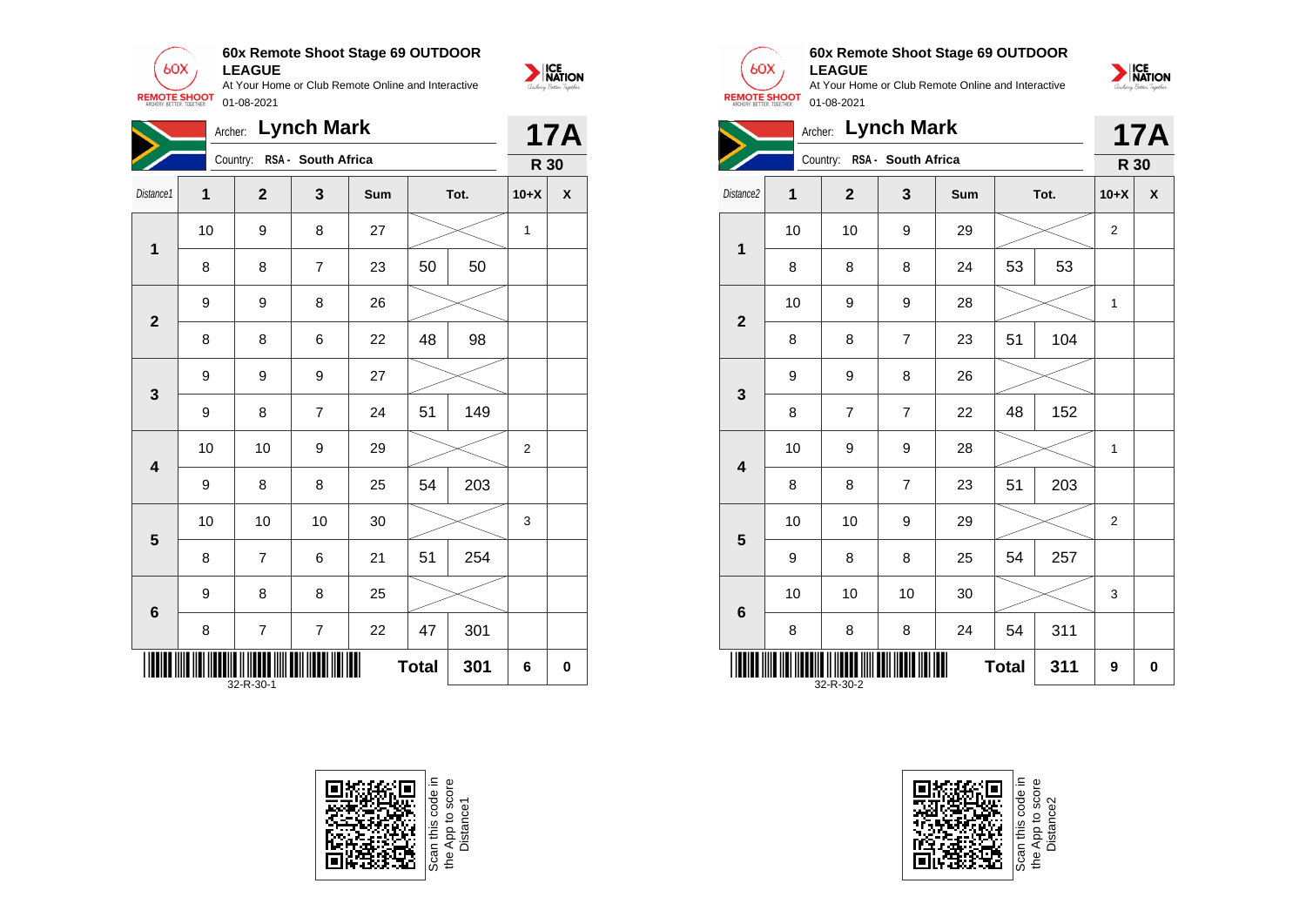**60x Remote Shoot Stage 69 OUTDOOR LEAGUE**

At Your Home or Club Remote Online and Interactive

01-08-2021

Archer: **Lynch Mark**

Country: **RSA - South Africa**

**17A**

**R 30**

| Distance1 | 1 | 2 | 3 | Sum | Tot. | | 10+X | X |
|---|---|---|---|---|---|---|---|---|
| **1** | 10 | 9 | 8 | 27 | | | 1 | |
| | 8 | 8 | 7 | 23 | 50 | 50 | | |
| **2** | 9 | 9 | 8 | 26 | | | | |
| | 8 | 8 | 6 | 22 | 48 | 98 | | |
| **3** | 9 | 9 | 9 | 27 | | | | |
| | 9 | 8 | 7 | 24 | 51 | 149 | | |
| **4** | 10 | 10 | 9 | 29 | | | 2 | |
| | 9 | 8 | 8 | 25 | 54 | 203 | | |
| **5** | 10 | 10 | 10 | 30 | | | 3 | |
| | 8 | 7 | 6 | 21 | 51 | 254 | | |
| **6** | 9 | 8 | 8 | 25 | | | | |
| | 8 | 7 | 7 | 22 | 47 | 301 | | |
| | | | | | **Total** | **301** | **6** | **0** |

32-R-30-1

**60x Remote Shoot Stage 69 OUTDOOR LEAGUE**

At Your Home or Club Remote Online and Interactive

01-08-2021

Archer: **Lynch Mark**

Country: **RSA - South Africa**

**17A**

**R 30**

| Distance2 | 1 | 2 | 3 | Sum | Tot. | | 10+X | X |
|---|---|---|---|---|---|---|---|---|
| **1** | 10 | 10 | 9 | 29 | | | 2 | |
| | 8 | 8 | 8 | 24 | 53 | 53 | | |
| **2** | 10 | 9 | 9 | 28 | | | 1 | |
| | 8 | 8 | 7 | 23 | 51 | 104 | | |
| **3** | 9 | 9 | 8 | 26 | | | | |
| | 8 | 7 | 7 | 22 | 48 | 152 | | |
| **4** | 10 | 9 | 9 | 28 | | | 1 | |
| | 8 | 8 | 7 | 23 | 51 | 203 | | |
| **5** | 10 | 10 | 9 | 29 | | | 2 | |
| | 9 | 8 | 8 | 25 | 54 | 257 | | |
| **6** | 10 | 10 | 10 | 30 | | | 3 | |
| | 8 | 8 | 8 | 24 | 54 | 311 | | |
| | | | | | **Total** | **311** | **9** | **0** |

32-R-30-2

Scan this code in the App to score Distance1

Scan this code in the App to score Distance2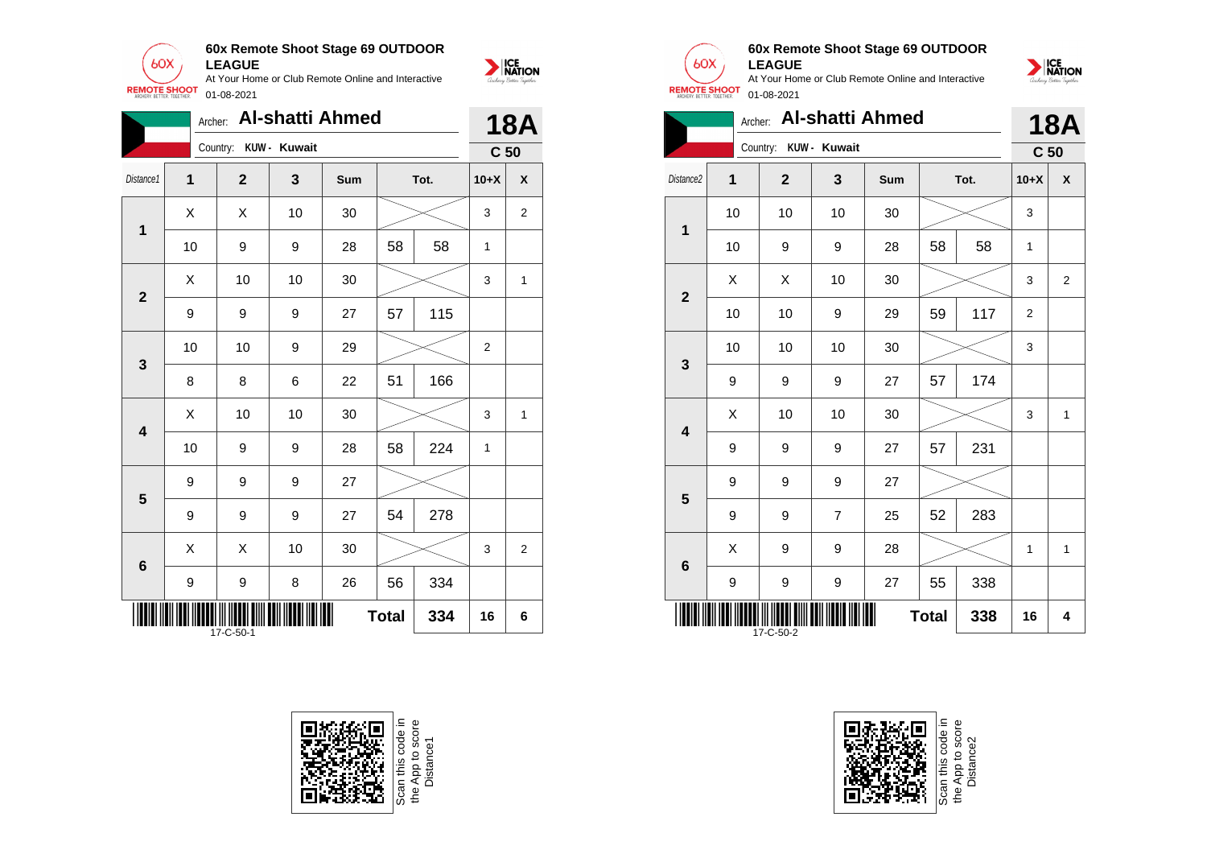## 60x Remote Shoot Stage 69 OUTDOOR LEAGUE

At Your Home or Club Remote Online and Interactive

01-08-2021

Archer: **Al-shatti Ahmed** — **18A**

Country: KUW - Kuwait — **C 50**

| Distance1 | 1 | 2 | 3 | Sum | Tot. | | 10+X | X |
|---|---|---|---|---|---|---|---|---|
| 1 | X | X | 10 | 30 | | | 3 | 2 |
| | 10 | 9 | 9 | 28 | 58 | 58 | 1 | |
| 2 | X | 10 | 10 | 30 | | | 3 | 1 |
| | 9 | 9 | 9 | 27 | 57 | 115 | | |
| 3 | 10 | 10 | 9 | 29 | | | 2 | |
| | 8 | 8 | 6 | 22 | 51 | 166 | | |
| 4 | X | 10 | 10 | 30 | | | 3 | 1 |
| | 10 | 9 | 9 | 28 | 58 | 224 | 1 | |
| 5 | 9 | 9 | 9 | 27 | | | | |
| | 9 | 9 | 9 | 27 | 54 | 278 | | |
| 6 | X | X | 10 | 30 | | | 3 | 2 |
| | 9 | 9 | 8 | 26 | 56 | 334 | | |
| | | | | | **Total** | **334** | **16** | **6** |

17-C-50-1

## 60x Remote Shoot Stage 69 OUTDOOR LEAGUE

At Your Home or Club Remote Online and Interactive

01-08-2021

Archer: **Al-shatti Ahmed** — **18A**

Country: KUW - Kuwait — **C 50**

| Distance2 | 1 | 2 | 3 | Sum | Tot. | | 10+X | X |
|---|---|---|---|---|---|---|---|---|
| 1 | 10 | 10 | 10 | 30 | | | 3 | |
| | 10 | 9 | 9 | 28 | 58 | 58 | 1 | |
| 2 | X | X | 10 | 30 | | | 3 | 2 |
| | 10 | 10 | 9 | 29 | 59 | 117 | 2 | |
| 3 | 10 | 10 | 10 | 30 | | | 3 | |
| | 9 | 9 | 9 | 27 | 57 | 174 | | |
| 4 | X | 10 | 10 | 30 | | | 3 | 1 |
| | 9 | 9 | 9 | 27 | 57 | 231 | | |
| 5 | 9 | 9 | 9 | 27 | | | | |
| | 9 | 9 | 7 | 25 | 52 | 283 | | |
| 6 | X | 9 | 9 | 28 | | | 1 | 1 |
| | 9 | 9 | 9 | 27 | 55 | 338 | | |
| | | | | | **Total** | **338** | **16** | **4** |

17-C-50-2

Scan this code in the App to score Distance1

Scan this code in the App to score Distance2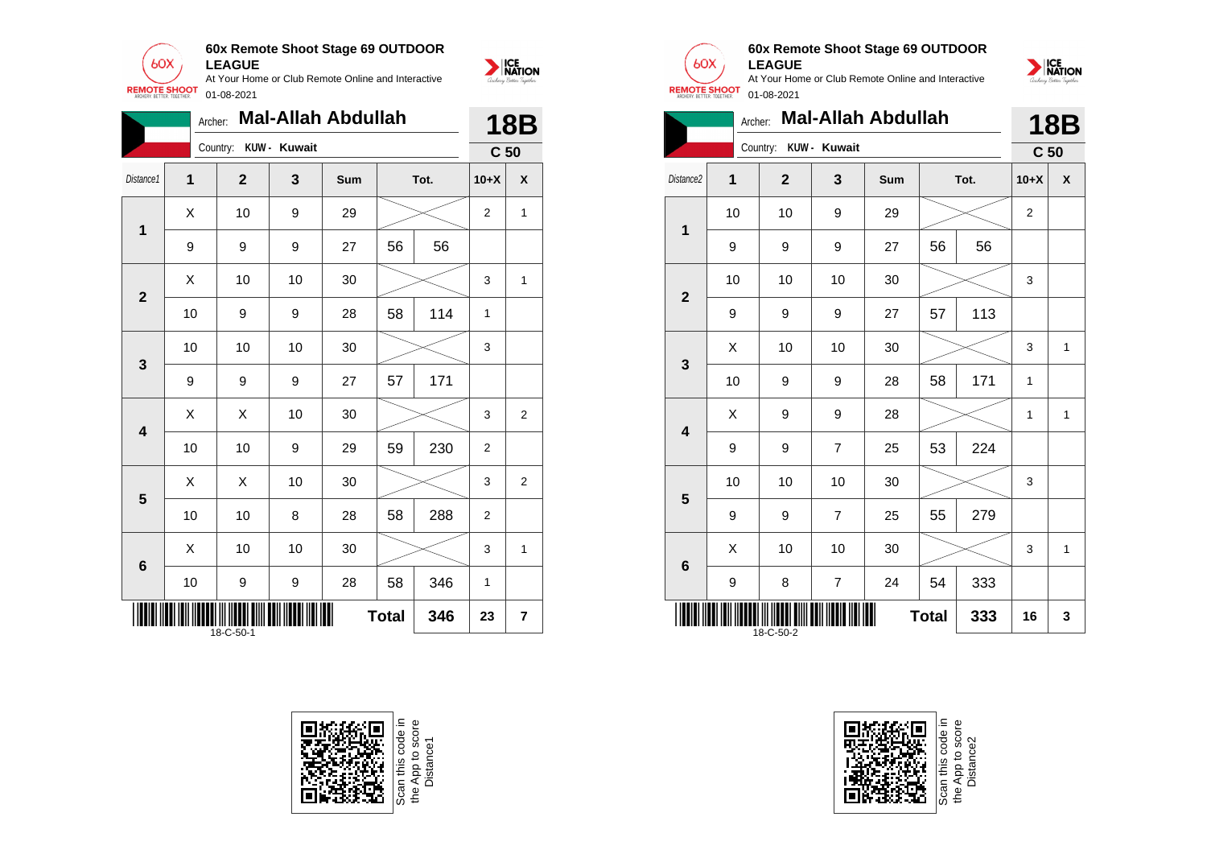## 60x Remote Shoot Stage 69 OUTDOOR LEAGUE

At Your Home or Club Remote Online and Interactive

01-08-2021

Archer: **Mal-Allah Abdullah**

Country: **KUW - Kuwait**

**18B** **C 50**

| Distance1 | 1 | 2 | 3 | Sum | Tot. | | 10+X | X |
|---|---|---|---|---|---|---|---|---|
| 1 | X | 10 | 9 | 29 | | | 2 | 1 |
| | 9 | 9 | 9 | 27 | 56 | 56 | | |
| 2 | X | 10 | 10 | 30 | | | 3 | 1 |
| | 10 | 9 | 9 | 28 | 58 | 114 | 1 | |
| 3 | 10 | 10 | 10 | 30 | | | 3 | |
| | 9 | 9 | 9 | 27 | 57 | 171 | | |
| 4 | X | X | 10 | 30 | | | 3 | 2 |
| | 10 | 10 | 9 | 29 | 59 | 230 | 2 | |
| 5 | X | X | 10 | 30 | | | 3 | 2 |
| | 10 | 10 | 8 | 28 | 58 | 288 | 2 | |
| 6 | X | 10 | 10 | 30 | | | 3 | 1 |
| | 10 | 9 | 9 | 28 | 58 | 346 | 1 | |
| | | | | | **Total** | **346** | **23** | **7** |

18-C-50-1

Scan this code in the App to score Distance1

## 60x Remote Shoot Stage 69 OUTDOOR LEAGUE

At Your Home or Club Remote Online and Interactive

01-08-2021

Archer: **Mal-Allah Abdullah**

Country: **KUW - Kuwait**

**18B** **C 50**

| Distance2 | 1 | 2 | 3 | Sum | Tot. | | 10+X | X |
|---|---|---|---|---|---|---|---|---|
| 1 | 10 | 10 | 9 | 29 | | | 2 | |
| | 9 | 9 | 9 | 27 | 56 | 56 | | |
| 2 | 10 | 10 | 10 | 30 | | | 3 | |
| | 9 | 9 | 9 | 27 | 57 | 113 | | |
| 3 | X | 10 | 10 | 30 | | | 3 | 1 |
| | 10 | 9 | 9 | 28 | 58 | 171 | 1 | |
| 4 | X | 9 | 9 | 28 | | | 1 | 1 |
| | 9 | 9 | 7 | 25 | 53 | 224 | | |
| 5 | 10 | 10 | 10 | 30 | | | 3 | |
| | 9 | 9 | 7 | 25 | 55 | 279 | | |
| 6 | X | 10 | 10 | 30 | | | 3 | 1 |
| | 9 | 8 | 7 | 24 | 54 | 333 | | |
| | | | | | **Total** | **333** | **16** | **3** |

18-C-50-2

Scan this code in the App to score Distance2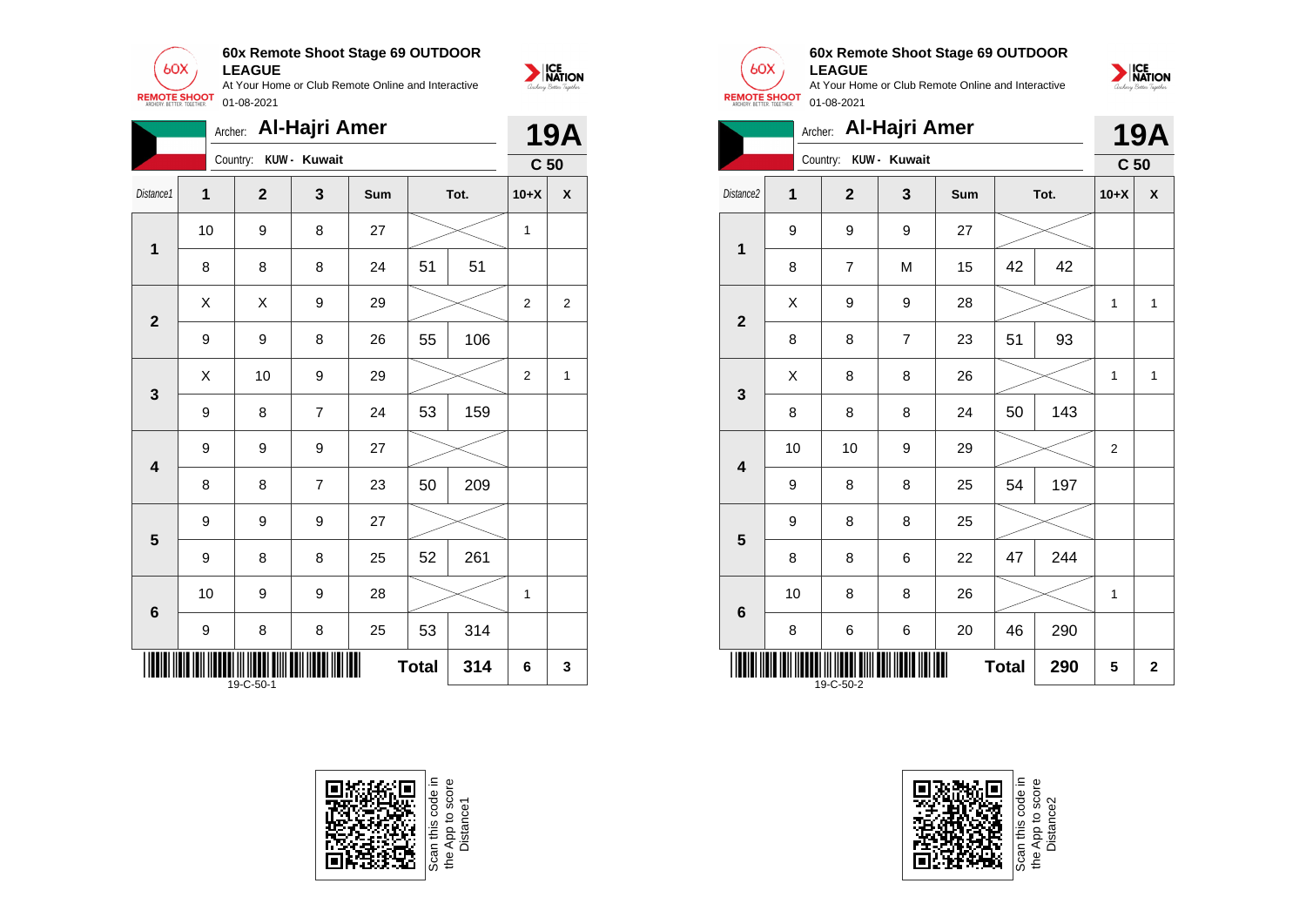**60x Remote Shoot Stage 69 OUTDOOR LEAGUE**

At Your Home or Club Remote Online and Interactive

01-08-2021

Archer: **Al-Hajri Amer**

Country: **KUW - Kuwait**

**19A**

**C 50**

| Distance1 | 1 | 2 | 3 | Sum | Tot. | | 10+X | X |
|---|---|---|---|---|---|---|---|---|
| **1** | 10 | 9 | 8 | 27 | | | 1 | |
| | 8 | 8 | 8 | 24 | 51 | 51 | | |
| **2** | X | X | 9 | 29 | | | 2 | 2 |
| | 9 | 9 | 8 | 26 | 55 | 106 | | |
| **3** | X | 10 | 9 | 29 | | | 2 | 1 |
| | 9 | 8 | 7 | 24 | 53 | 159 | | |
| **4** | 9 | 9 | 9 | 27 | | | | |
| | 8 | 8 | 7 | 23 | 50 | 209 | | |
| **5** | 9 | 9 | 9 | 27 | | | | |
| | 9 | 8 | 8 | 25 | 52 | 261 | | |
| **6** | 10 | 9 | 9 | 28 | | | 1 | |
| | 9 | 8 | 8 | 25 | 53 | 314 | | |
| | | | | | **Total** | **314** | **6** | **3** |

19-C-50-1

Scan this code in the App to score Distance1

**60x Remote Shoot Stage 69 OUTDOOR LEAGUE**

At Your Home or Club Remote Online and Interactive

01-08-2021

Archer: **Al-Hajri Amer**

Country: **KUW - Kuwait**

**19A**

**C 50**

| Distance2 | 1 | 2 | 3 | Sum | Tot. | | 10+X | X |
|---|---|---|---|---|---|---|---|---|
| **1** | 9 | 9 | 9 | 27 | | | | |
| | 8 | 7 | M | 15 | 42 | 42 | | |
| **2** | X | 9 | 9 | 28 | | | 1 | 1 |
| | 8 | 8 | 7 | 23 | 51 | 93 | | |
| **3** | X | 8 | 8 | 26 | | | 1 | 1 |
| | 8 | 8 | 8 | 24 | 50 | 143 | | |
| **4** | 10 | 10 | 9 | 29 | | | 2 | |
| | 9 | 8 | 8 | 25 | 54 | 197 | | |
| **5** | 9 | 8 | 8 | 25 | | | | |
| | 8 | 8 | 6 | 22 | 47 | 244 | | |
| **6** | 10 | 8 | 8 | 26 | | | 1 | |
| | 8 | 6 | 6 | 20 | 46 | 290 | | |
| | | | | | **Total** | **290** | **5** | **2** |

19-C-50-2

Scan this code in the App to score Distance2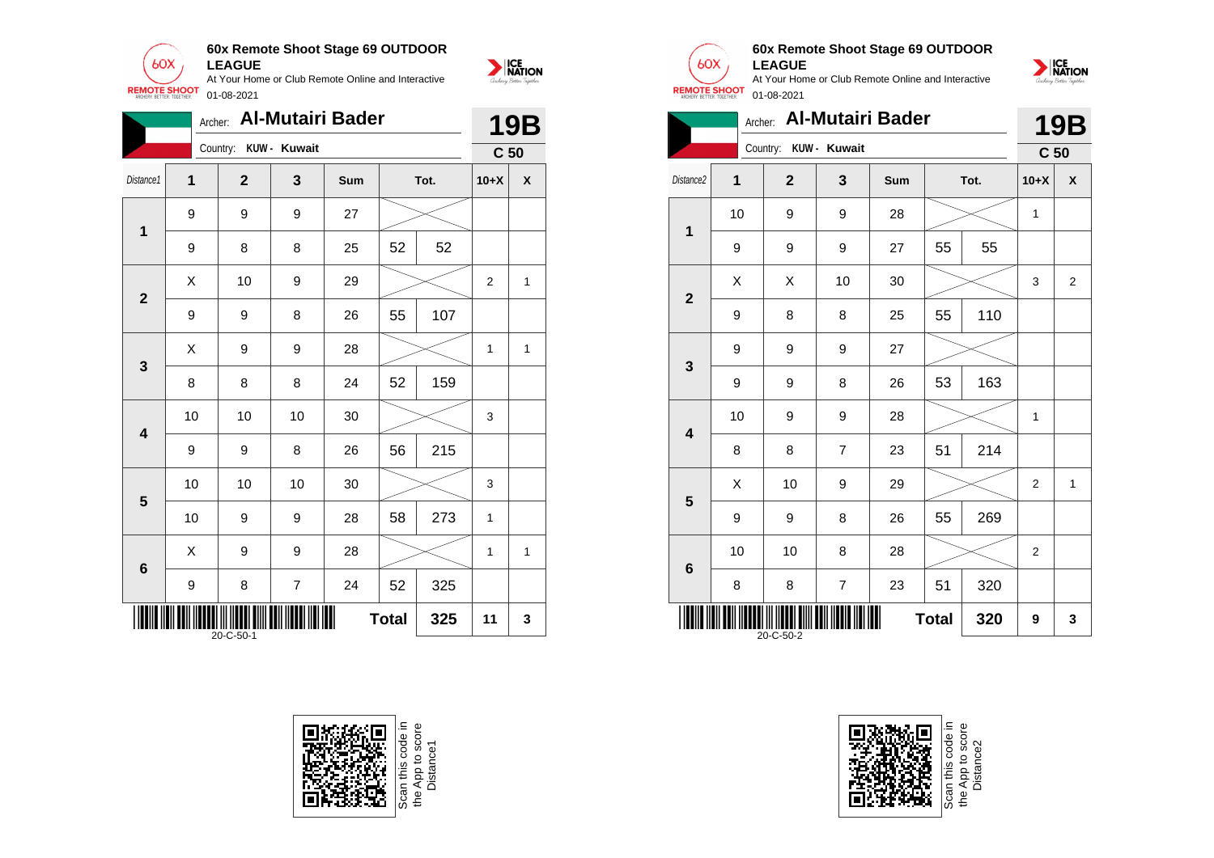**60x Remote Shoot Stage 69 OUTDOOR LEAGUE**

At Your Home or Club Remote Online and Interactive

01-08-2021

Archer: **Al-Mutairi Bader**

Country: **KUW - Kuwait**

**19B**

**C 50**

| Distance1 | 1 | 2 | 3 | Sum | Tot. | | 10+X | X |
|---|---|---|---|---|---|---|---|---|
| **1** | 9 | 9 | 9 | 27 | | | | |
| | 9 | 8 | 8 | 25 | 52 | 52 | | |
| **2** | X | 10 | 9 | 29 | | | 2 | 1 |
| | 9 | 9 | 8 | 26 | 55 | 107 | | |
| **3** | X | 9 | 9 | 28 | | | 1 | 1 |
| | 8 | 8 | 8 | 24 | 52 | 159 | | |
| **4** | 10 | 10 | 10 | 30 | | | 3 | |
| | 9 | 9 | 8 | 26 | 56 | 215 | | |
| **5** | 10 | 10 | 10 | 30 | | | 3 | |
| | 10 | 9 | 9 | 28 | 58 | 273 | 1 | |
| **6** | X | 9 | 9 | 28 | | | 1 | 1 |
| | 9 | 8 | 7 | 24 | 52 | 325 | | |
| | | | | | **Total** | **325** | **11** | **3** |

20-C-50-1

Scan this code in the App to score Distance1

**60x Remote Shoot Stage 69 OUTDOOR LEAGUE**

At Your Home or Club Remote Online and Interactive

01-08-2021

Archer: **Al-Mutairi Bader**

Country: **KUW - Kuwait**

**19B**

**C 50**

| Distance2 | 1 | 2 | 3 | Sum | Tot. | | 10+X | X |
|---|---|---|---|---|---|---|---|---|
| **1** | 10 | 9 | 9 | 28 | | | 1 | |
| | 9 | 9 | 9 | 27 | 55 | 55 | | |
| **2** | X | X | 10 | 30 | | | 3 | 2 |
| | 9 | 8 | 8 | 25 | 55 | 110 | | |
| **3** | 9 | 9 | 9 | 27 | | | | |
| | 9 | 9 | 8 | 26 | 53 | 163 | | |
| **4** | 10 | 9 | 9 | 28 | | | 1 | |
| | 8 | 8 | 7 | 23 | 51 | 214 | | |
| **5** | X | 10 | 9 | 29 | | | 2 | 1 |
| | 9 | 9 | 8 | 26 | 55 | 269 | | |
| **6** | 10 | 10 | 8 | 28 | | | 2 | |
| | 8 | 8 | 7 | 23 | 51 | 320 | | |
| | | | | | **Total** | **320** | **9** | **3** |

20-C-50-2

Scan this code in the App to score Distance2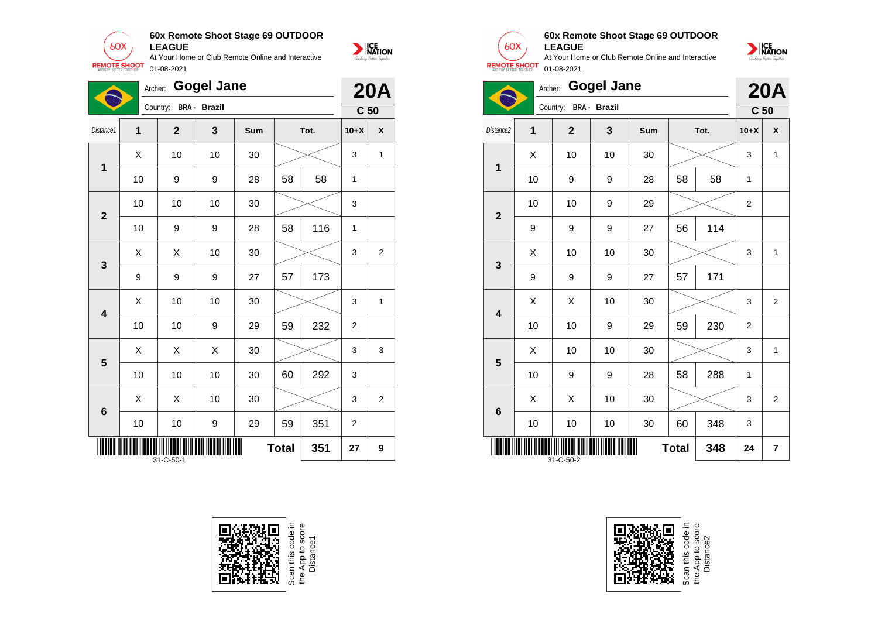**60x Remote Shoot Stage 69 OUTDOOR LEAGUE**

At Your Home or Club Remote Online and Interactive

01-08-2021

Archer: **Gogel Jane**

Country: BRA - Brazil

**20A**

**C 50**

| Distance1 | 1 | 2 | 3 | Sum | Tot. | | 10+X | X |
|---|---|---|---|---|---|---|---|---|
| 1 | X | 10 | 10 | 30 | | | 3 | 1 |
| | 10 | 9 | 9 | 28 | 58 | 58 | 1 | |
| 2 | 10 | 10 | 10 | 30 | | | 3 | |
| | 10 | 9 | 9 | 28 | 58 | 116 | 1 | |
| 3 | X | X | 10 | 30 | | | 3 | 2 |
| | 9 | 9 | 9 | 27 | 57 | 173 | | |
| 4 | X | 10 | 10 | 30 | | | 3 | 1 |
| | 10 | 10 | 9 | 29 | 59 | 232 | 2 | |
| 5 | X | X | X | 30 | | | 3 | 3 |
| | 10 | 10 | 10 | 30 | 60 | 292 | 3 | |
| 6 | X | X | 10 | 30 | | | 3 | 2 |
| | 10 | 10 | 9 | 29 | 59 | 351 | 2 | |
| | | | | | **Total** | **351** | **27** | **9** |

31-C-50-1

Scan this code in the App to score Distance1

**60x Remote Shoot Stage 69 OUTDOOR LEAGUE**

At Your Home or Club Remote Online and Interactive

01-08-2021

Archer: **Gogel Jane**

Country: BRA - Brazil

**20A**

**C 50**

| Distance2 | 1 | 2 | 3 | Sum | Tot. | | 10+X | X |
|---|---|---|---|---|---|---|---|---|
| 1 | X | 10 | 10 | 30 | | | 3 | 1 |
| | 10 | 9 | 9 | 28 | 58 | 58 | 1 | |
| 2 | 10 | 10 | 9 | 29 | | | 2 | |
| | 9 | 9 | 9 | 27 | 56 | 114 | | |
| 3 | X | 10 | 10 | 30 | | | 3 | 1 |
| | 9 | 9 | 9 | 27 | 57 | 171 | | |
| 4 | X | X | 10 | 30 | | | 3 | 2 |
| | 10 | 10 | 9 | 29 | 59 | 230 | 2 | |
| 5 | X | 10 | 10 | 30 | | | 3 | 1 |
| | 10 | 9 | 9 | 28 | 58 | 288 | 1 | |
| 6 | X | X | 10 | 30 | | | 3 | 2 |
| | 10 | 10 | 10 | 30 | 60 | 348 | 3 | |
| | | | | | **Total** | **348** | **24** | **7** |

31-C-50-2

Scan this code in the App to score Distance2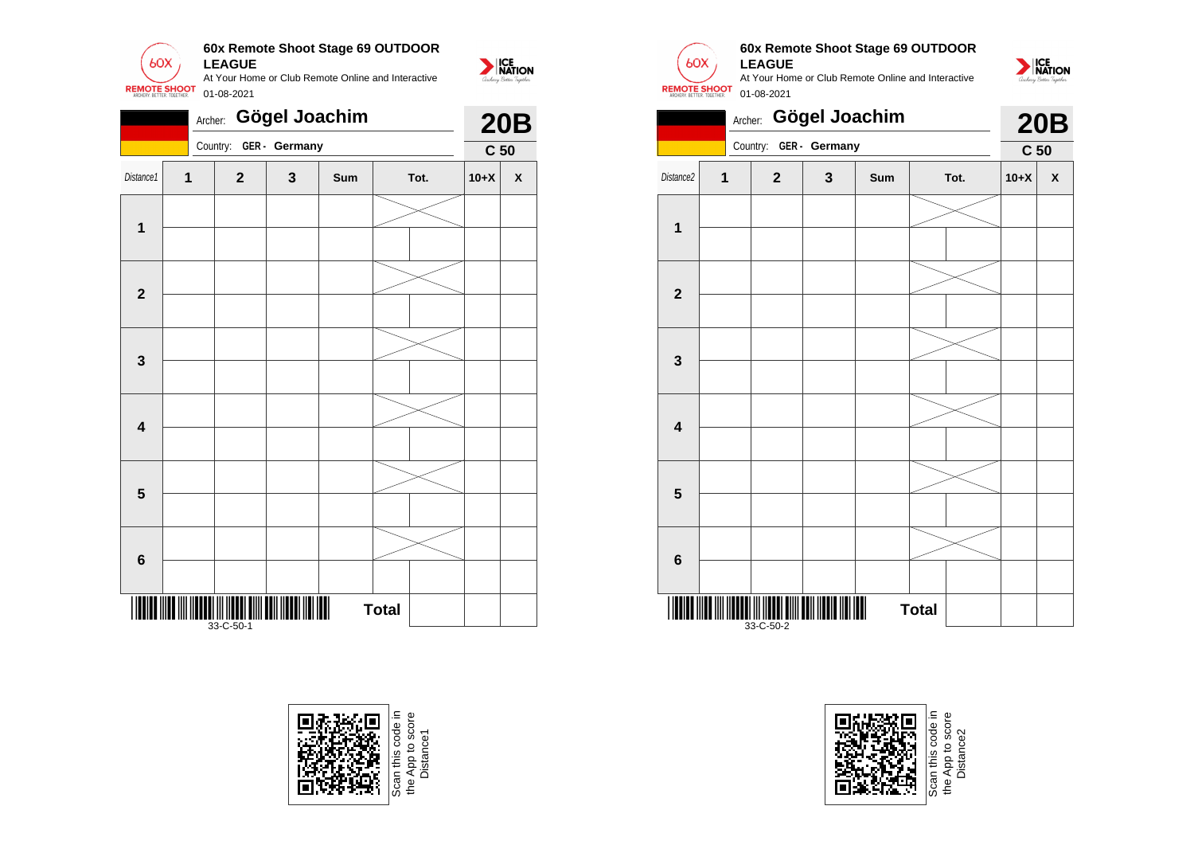**60x Remote Shoot Stage 69 OUTDOOR LEAGUE**

At Your Home or Club Remote Online and Interactive

01-08-2021

Archer: **Gögel Joachim** — **20B**

Country: **GER - Germany** — **C 50**

| Distance1 | 1 | 2 | 3 | Sum | Tot. | | 10+X | X |
|---|---|---|---|---|---|---|---|---|
| 1 | | | | | | | | |
| | | | | | | | | |
| 2 | | | | | | | | |
| | | | | | | | | |
| 3 | | | | | | | | |
| | | | | | | | | |
| 4 | | | | | | | | |
| | | | | | | | | |
| 5 | | | | | | | | |
| | | | | | | | | |
| 6 | | | | | | | | |
| | | | | | | | | |
| | | | | | **Total** | | | |

33-C-50-1

Scan this code in the App to score Distance1

---

**60x Remote Shoot Stage 69 OUTDOOR LEAGUE**

At Your Home or Club Remote Online and Interactive

01-08-2021

Archer: **Gögel Joachim** — **20B**

Country: **GER - Germany** — **C 50**

| Distance2 | 1 | 2 | 3 | Sum | Tot. | | 10+X | X |
|---|---|---|---|---|---|---|---|---|
| 1 | | | | | | | | |
| | | | | | | | | |
| 2 | | | | | | | | |
| | | | | | | | | |
| 3 | | | | | | | | |
| | | | | | | | | |
| 4 | | | | | | | | |
| | | | | | | | | |
| 5 | | | | | | | | |
| | | | | | | | | |
| 6 | | | | | | | | |
| | | | | | | | | |
| | | | | | **Total** | | | |

33-C-50-2

Scan this code in the App to score Distance2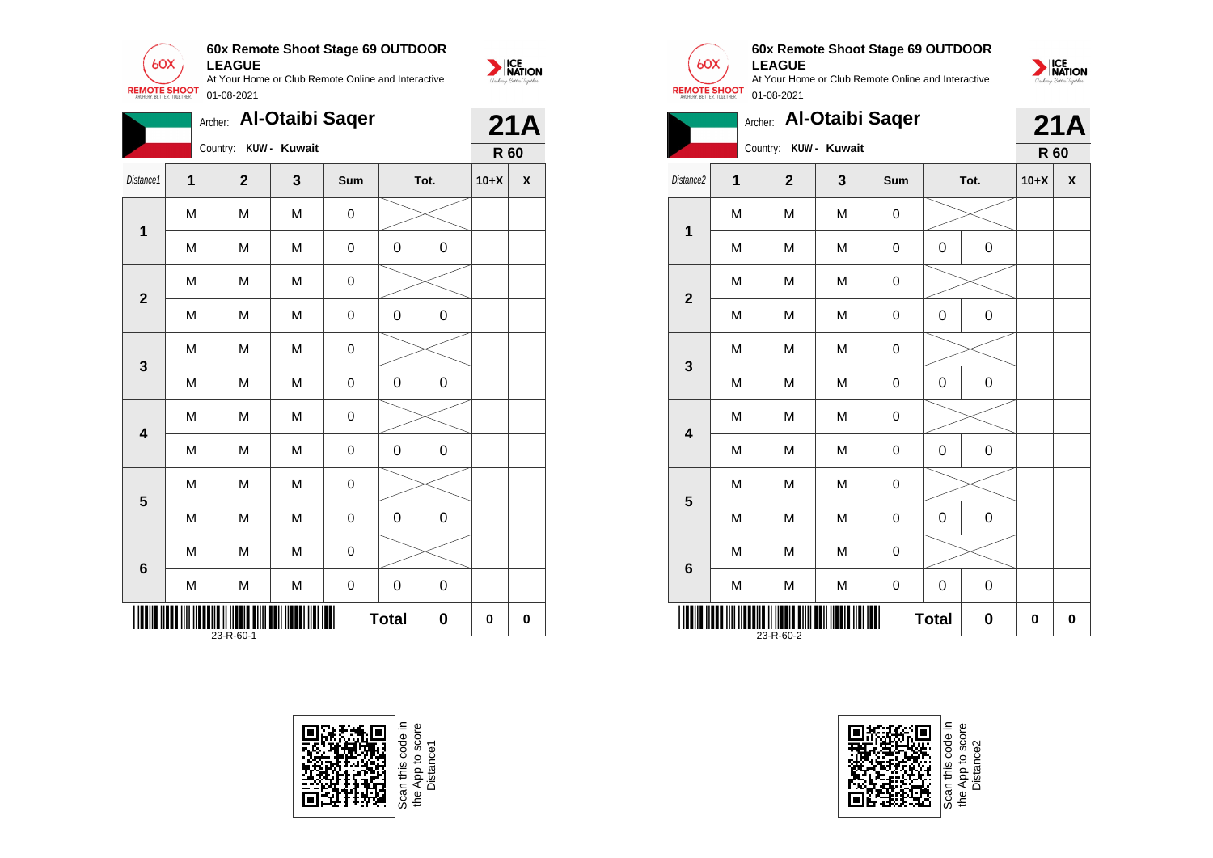## 60x Remote Shoot Stage 69 OUTDOOR LEAGUE

At Your Home or Club Remote Online and Interactive

01-08-2021

Archer: **Al-Otaibi Saqer**

Country: **KUW - Kuwait**

**21A**

**R 60**

| Distance1 | 1 | 2 | 3 | Sum | Tot. | | 10+X | X |
|---|---|---|---|---|---|---|---|---|
| 1 | M | M | M | 0 | | | | |
| | M | M | M | 0 | 0 | 0 | | |
| 2 | M | M | M | 0 | | | | |
| | M | M | M | 0 | 0 | 0 | | |
| 3 | M | M | M | 0 | | | | |
| | M | M | M | 0 | 0 | 0 | | |
| 4 | M | M | M | 0 | | | | |
| | M | M | M | 0 | 0 | 0 | | |
| 5 | M | M | M | 0 | | | | |
| | M | M | M | 0 | 0 | 0 | | |
| 6 | M | M | M | 0 | | | | |
| | M | M | M | 0 | 0 | 0 | | |
| | | | | | **Total** | **0** | **0** | **0** |

23-R-60-1

Scan this code in the App to score Distance1

## 60x Remote Shoot Stage 69 OUTDOOR LEAGUE

At Your Home or Club Remote Online and Interactive

01-08-2021

Archer: **Al-Otaibi Saqer**

Country: **KUW - Kuwait**

**21A**

**R 60**

| Distance2 | 1 | 2 | 3 | Sum | Tot. | | 10+X | X |
|---|---|---|---|---|---|---|---|---|
| 1 | M | M | M | 0 | | | | |
| | M | M | M | 0 | 0 | 0 | | |
| 2 | M | M | M | 0 | | | | |
| | M | M | M | 0 | 0 | 0 | | |
| 3 | M | M | M | 0 | | | | |
| | M | M | M | 0 | 0 | 0 | | |
| 4 | M | M | M | 0 | | | | |
| | M | M | M | 0 | 0 | 0 | | |
| 5 | M | M | M | 0 | | | | |
| | M | M | M | 0 | 0 | 0 | | |
| 6 | M | M | M | 0 | | | | |
| | M | M | M | 0 | 0 | 0 | | |
| | | | | | **Total** | **0** | **0** | **0** |

23-R-60-2

Scan this code in the App to score Distance2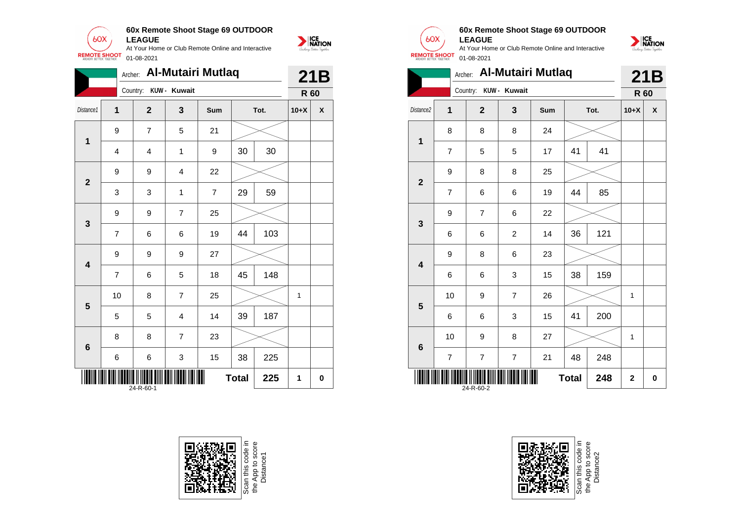## 60x Remote Shoot Stage 69 OUTDOOR LEAGUE

At Your Home or Club Remote Online and Interactive

01-08-2021

Archer: **Al-Mutairi Mutlaq**

Country: **KUW - Kuwait**

**21B**

**R 60**

| Distance1 | 1 | 2 | 3 | Sum | Tot. | | 10+X | X |
|---|---|---|---|---|---|---|---|---|
| 1 | 9 | 7 | 5 | 21 | | | | |
| | 4 | 4 | 1 | 9 | 30 | 30 | | |
| 2 | 9 | 9 | 4 | 22 | | | | |
| | 3 | 3 | 1 | 7 | 29 | 59 | | |
| 3 | 9 | 9 | 7 | 25 | | | | |
| | 7 | 6 | 6 | 19 | 44 | 103 | | |
| 4 | 9 | 9 | 9 | 27 | | | | |
| | 7 | 6 | 5 | 18 | 45 | 148 | | |
| 5 | 10 | 8 | 7 | 25 | | | 1 | |
| | 5 | 5 | 4 | 14 | 39 | 187 | | |
| 6 | 8 | 8 | 7 | 23 | | | | |
| | 6 | 6 | 3 | 15 | 38 | 225 | | |
| | | | | | **Total** | **225** | **1** | **0** |

24-R-60-1

Scan this code in the App to score Distance1

## 60x Remote Shoot Stage 69 OUTDOOR LEAGUE

At Your Home or Club Remote Online and Interactive

01-08-2021

Archer: **Al-Mutairi Mutlaq**

Country: **KUW - Kuwait**

**21B**

**R 60**

| Distance2 | 1 | 2 | 3 | Sum | Tot. | | 10+X | X |
|---|---|---|---|---|---|---|---|---|
| 1 | 8 | 8 | 8 | 24 | | | | |
| | 7 | 5 | 5 | 17 | 41 | 41 | | |
| 2 | 9 | 8 | 8 | 25 | | | | |
| | 7 | 6 | 6 | 19 | 44 | 85 | | |
| 3 | 9 | 7 | 6 | 22 | | | | |
| | 6 | 6 | 2 | 14 | 36 | 121 | | |
| 4 | 9 | 8 | 6 | 23 | | | | |
| | 6 | 6 | 3 | 15 | 38 | 159 | | |
| 5 | 10 | 9 | 7 | 26 | | | 1 | |
| | 6 | 6 | 3 | 15 | 41 | 200 | | |
| 6 | 10 | 9 | 8 | 27 | | | 1 | |
| | 7 | 7 | 7 | 21 | 48 | 248 | | |
| | | | | | **Total** | **248** | **2** | **0** |

24-R-60-2

Scan this code in the App to score Distance2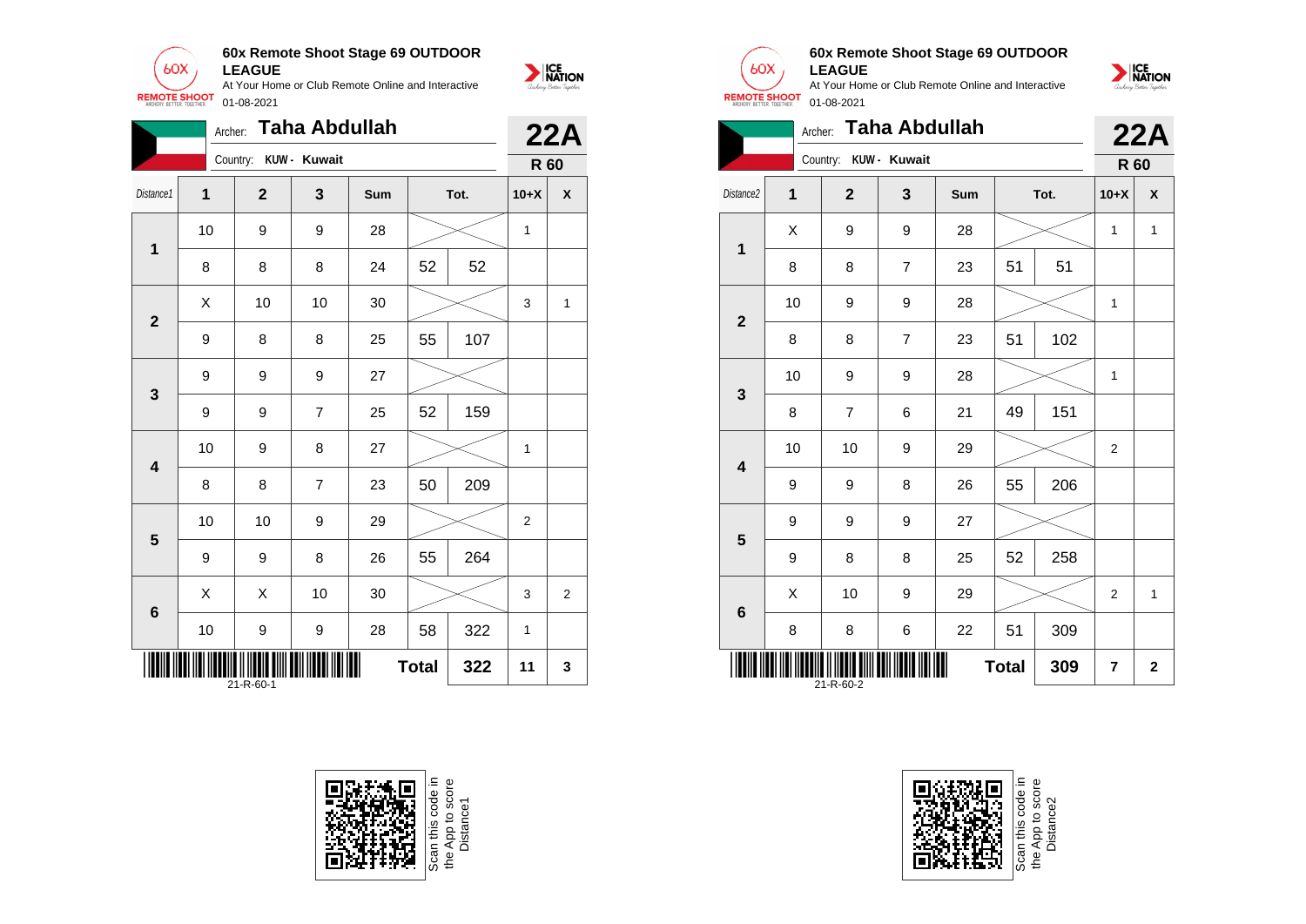**60x Remote Shoot Stage 69 OUTDOOR LEAGUE**
At Your Home or Club Remote Online and Interactive
01-08-2021

Archer: **Taha Abdullah**
Country: **KUW - Kuwait**
**22A**
**R 60**

| Distance1 | 1 | 2 | 3 | Sum | Tot. | | 10+X | X |
|---|---|---|---|---|---|---|---|---|
| **1** | 10 | 9 | 9 | 28 | | | 1 | |
| | 8 | 8 | 8 | 24 | 52 | 52 | | |
| **2** | X | 10 | 10 | 30 | | | 3 | 1 |
| | 9 | 8 | 8 | 25 | 55 | 107 | | |
| **3** | 9 | 9 | 9 | 27 | | | | |
| | 9 | 9 | 7 | 25 | 52 | 159 | | |
| **4** | 10 | 9 | 8 | 27 | | | 1 | |
| | 8 | 8 | 7 | 23 | 50 | 209 | | |
| **5** | 10 | 10 | 9 | 29 | | | 2 | |
| | 9 | 9 | 8 | 26 | 55 | 264 | | |
| **6** | X | X | 10 | 30 | | | 3 | 2 |
| | 10 | 9 | 9 | 28 | 58 | 322 | 1 | |
| | | | | | **Total** | **322** | **11** | **3** |

21-R-60-1

Scan this code in the App to score Distance1

**60x Remote Shoot Stage 69 OUTDOOR LEAGUE**
At Your Home or Club Remote Online and Interactive
01-08-2021

Archer: **Taha Abdullah**
Country: **KUW - Kuwait**
**22A**
**R 60**

| Distance2 | 1 | 2 | 3 | Sum | Tot. | | 10+X | X |
|---|---|---|---|---|---|---|---|---|
| **1** | X | 9 | 9 | 28 | | | 1 | 1 |
| | 8 | 8 | 7 | 23 | 51 | 51 | | |
| **2** | 10 | 9 | 9 | 28 | | | 1 | |
| | 8 | 8 | 7 | 23 | 51 | 102 | | |
| **3** | 10 | 9 | 9 | 28 | | | 1 | |
| | 8 | 7 | 6 | 21 | 49 | 151 | | |
| **4** | 10 | 10 | 9 | 29 | | | 2 | |
| | 9 | 9 | 8 | 26 | 55 | 206 | | |
| **5** | 9 | 9 | 9 | 27 | | | | |
| | 9 | 8 | 8 | 25 | 52 | 258 | | |
| **6** | X | 10 | 9 | 29 | | | 2 | 1 |
| | 8 | 8 | 6 | 22 | 51 | 309 | | |
| | | | | | **Total** | **309** | **7** | **2** |

21-R-60-2

Scan this code in the App to score Distance2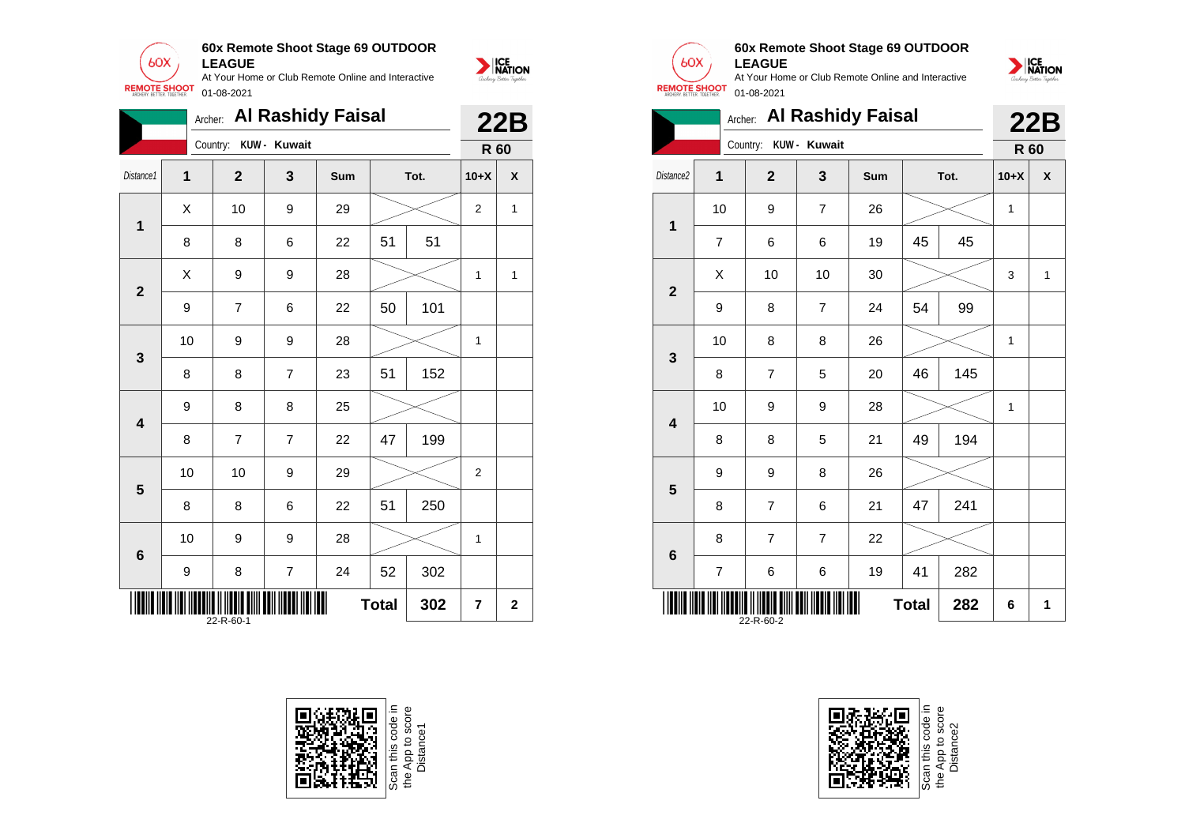**60x Remote Shoot Stage 69 OUTDOOR LEAGUE**
At Your Home or Club Remote Online and Interactive
01-08-2021

Archer: **Al Rashidy Faisal**
Country: **KUW - Kuwait**

**22B**
**R 60**

| Distance1 | 1 | 2 | 3 | Sum | Tot. | | 10+X | X |
|---|---|---|---|---|---|---|---|---|
| 1 | X | 10 | 9 | 29 | | | 2 | 1 |
| | 8 | 8 | 6 | 22 | 51 | 51 | | |
| 2 | X | 9 | 9 | 28 | | | 1 | 1 |
| | 9 | 7 | 6 | 22 | 50 | 101 | | |
| 3 | 10 | 9 | 9 | 28 | | | 1 | |
| | 8 | 8 | 7 | 23 | 51 | 152 | | |
| 4 | 9 | 8 | 8 | 25 | | | | |
| | 8 | 7 | 7 | 22 | 47 | 199 | | |
| 5 | 10 | 10 | 9 | 29 | | | 2 | |
| | 8 | 8 | 6 | 22 | 51 | 250 | | |
| 6 | 10 | 9 | 9 | 28 | | | 1 | |
| | 9 | 8 | 7 | 24 | 52 | 302 | | |
| | | | | | **Total** | **302** | **7** | **2** |

22-R-60-1

Scan this code in the App to score Distance1

**60x Remote Shoot Stage 69 OUTDOOR LEAGUE**
At Your Home or Club Remote Online and Interactive
01-08-2021

Archer: **Al Rashidy Faisal**
Country: **KUW - Kuwait**

**22B**
**R 60**

| Distance2 | 1 | 2 | 3 | Sum | Tot. | | 10+X | X |
|---|---|---|---|---|---|---|---|---|
| 1 | 10 | 9 | 7 | 26 | | | 1 | |
| | 7 | 6 | 6 | 19 | 45 | 45 | | |
| 2 | X | 10 | 10 | 30 | | | 3 | 1 |
| | 9 | 8 | 7 | 24 | 54 | 99 | | |
| 3 | 10 | 8 | 8 | 26 | | | 1 | |
| | 8 | 7 | 5 | 20 | 46 | 145 | | |
| 4 | 10 | 9 | 9 | 28 | | | 1 | |
| | 8 | 8 | 5 | 21 | 49 | 194 | | |
| 5 | 9 | 9 | 8 | 26 | | | | |
| | 8 | 7 | 6 | 21 | 47 | 241 | | |
| 6 | 8 | 7 | 7 | 22 | | | | |
| | 7 | 6 | 6 | 19 | 41 | 282 | | |
| | | | | | **Total** | **282** | **6** | **1** |

22-R-60-2

Scan this code in the App to score Distance2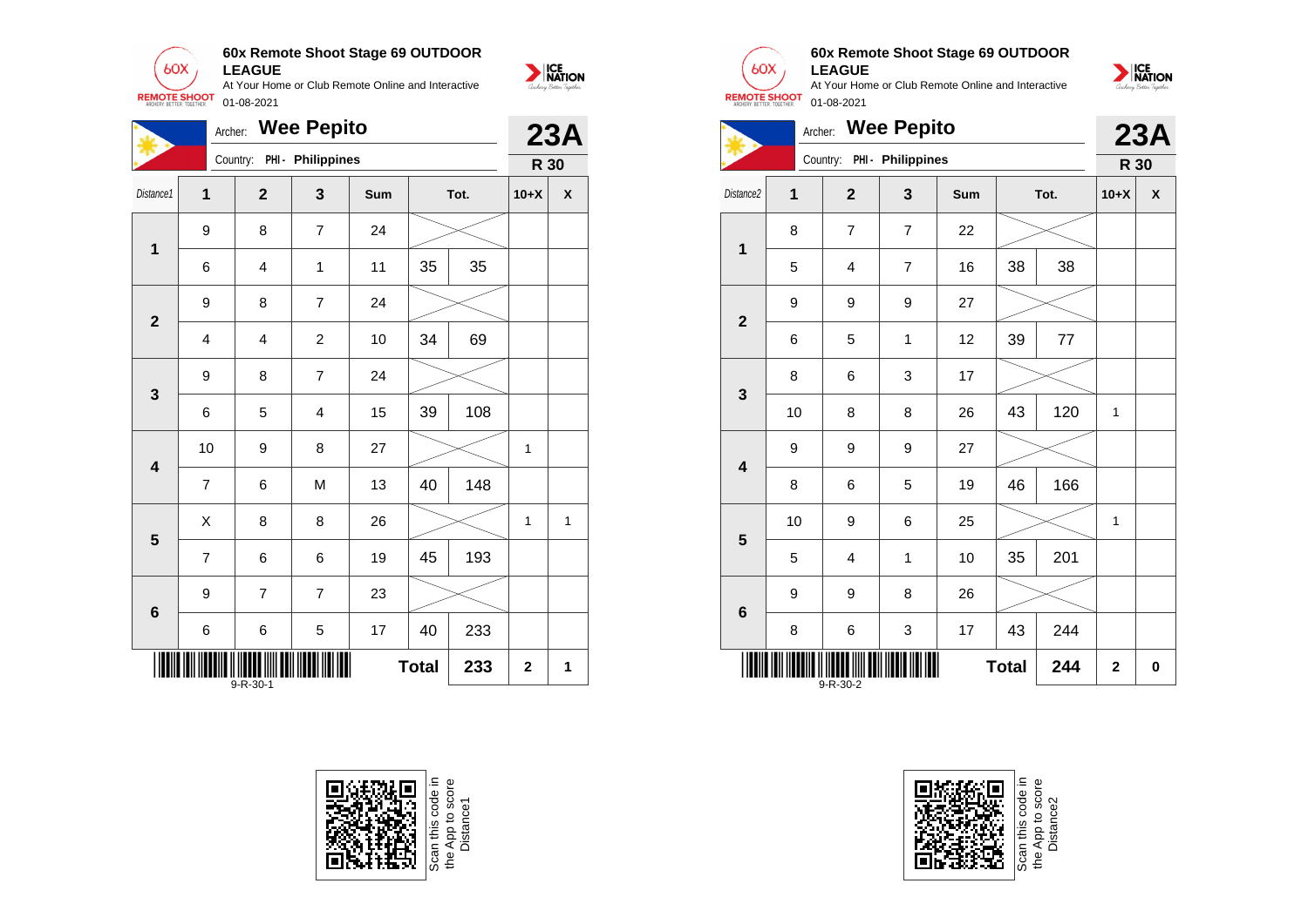## 60x Remote Shoot Stage 69 OUTDOOR LEAGUE

At Your Home or Club Remote Online and Interactive

01-08-2021

Archer: **Wee Pepito**

Country: PHI - Philippines

**23A**

**R 30**

| Distance1 | 1 | 2 | 3 | Sum | Tot. | | 10+X | X |
|---|---|---|---|---|---|---|---|---|
| 1 | 9 | 8 | 7 | 24 | | | | |
| | 6 | 4 | 1 | 11 | 35 | 35 | | |
| 2 | 9 | 8 | 7 | 24 | | | | |
| | 4 | 4 | 2 | 10 | 34 | 69 | | |
| 3 | 9 | 8 | 7 | 24 | | | | |
| | 6 | 5 | 4 | 15 | 39 | 108 | | |
| 4 | 10 | 9 | 8 | 27 | | | 1 | |
| | 7 | 6 | M | 13 | 40 | 148 | | |
| 5 | X | 8 | 8 | 26 | | | 1 | 1 |
| | 7 | 6 | 6 | 19 | 45 | 193 | | |
| 6 | 9 | 7 | 7 | 23 | | | | |
| | 6 | 6 | 5 | 17 | 40 | 233 | | |
| | | | | | **Total** | **233** | **2** | **1** |

9-R-30-1

Scan this code in the App to score Distance1

## 60x Remote Shoot Stage 69 OUTDOOR LEAGUE

At Your Home or Club Remote Online and Interactive

01-08-2021

Archer: **Wee Pepito**

Country: PHI - Philippines

**23A**

**R 30**

| Distance2 | 1 | 2 | 3 | Sum | Tot. | | 10+X | X |
|---|---|---|---|---|---|---|---|---|
| 1 | 8 | 7 | 7 | 22 | | | | |
| | 5 | 4 | 7 | 16 | 38 | 38 | | |
| 2 | 9 | 9 | 9 | 27 | | | | |
| | 6 | 5 | 1 | 12 | 39 | 77 | | |
| 3 | 8 | 6 | 3 | 17 | | | | |
| | 10 | 8 | 8 | 26 | 43 | 120 | 1 | |
| 4 | 9 | 9 | 9 | 27 | | | | |
| | 8 | 6 | 5 | 19 | 46 | 166 | | |
| 5 | 10 | 9 | 6 | 25 | | | 1 | |
| | 5 | 4 | 1 | 10 | 35 | 201 | | |
| 6 | 9 | 9 | 8 | 26 | | | | |
| | 8 | 6 | 3 | 17 | 43 | 244 | | |
| | | | | | **Total** | **244** | **2** | **0** |

9-R-30-2

Scan this code in the App to score Distance2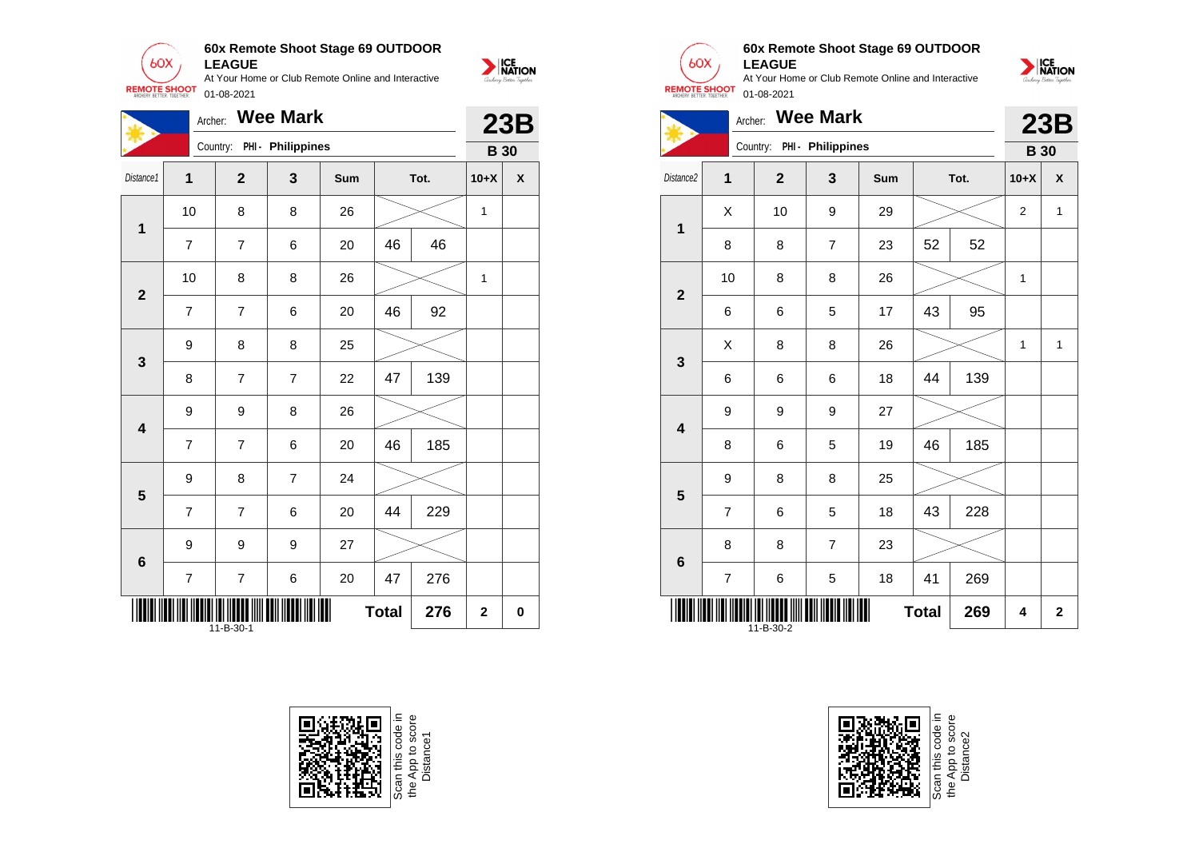**60x Remote Shoot Stage 69 OUTDOOR LEAGUE**

At Your Home or Club Remote Online and Interactive

01-08-2021

Archer: **Wee Mark**

Country: PHI - Philippines

**23B**

**B 30**

| Distance1 | 1 | 2 | 3 | Sum | Tot. | | 10+X | X |
|---|---|---|---|---|---|---|---|---|
| 1 | 10 | 8 | 8 | 26 | | | 1 | |
| | 7 | 7 | 6 | 20 | 46 | 46 | | |
| 2 | 10 | 8 | 8 | 26 | | | 1 | |
| | 7 | 7 | 6 | 20 | 46 | 92 | | |
| 3 | 9 | 8 | 8 | 25 | | | | |
| | 8 | 7 | 7 | 22 | 47 | 139 | | |
| 4 | 9 | 9 | 8 | 26 | | | | |
| | 7 | 7 | 6 | 20 | 46 | 185 | | |
| 5 | 9 | 8 | 7 | 24 | | | | |
| | 7 | 7 | 6 | 20 | 44 | 229 | | |
| 6 | 9 | 9 | 9 | 27 | | | | |
| | 7 | 7 | 6 | 20 | 47 | 276 | | |
| | | | | | **Total** | **276** | **2** | **0** |

11-B-30-1

Scan this code in the App to score Distance1

**60x Remote Shoot Stage 69 OUTDOOR LEAGUE**

At Your Home or Club Remote Online and Interactive

01-08-2021

Archer: **Wee Mark**

Country: PHI - Philippines

**23B**

**B 30**

| Distance2 | 1 | 2 | 3 | Sum | Tot. | | 10+X | X |
|---|---|---|---|---|---|---|---|---|
| 1 | X | 10 | 9 | 29 | | | 2 | 1 |
| | 8 | 8 | 7 | 23 | 52 | 52 | | |
| 2 | 10 | 8 | 8 | 26 | | | 1 | |
| | 6 | 6 | 5 | 17 | 43 | 95 | | |
| 3 | X | 8 | 8 | 26 | | | 1 | 1 |
| | 6 | 6 | 6 | 18 | 44 | 139 | | |
| 4 | 9 | 9 | 9 | 27 | | | | |
| | 8 | 6 | 5 | 19 | 46 | 185 | | |
| 5 | 9 | 8 | 8 | 25 | | | | |
| | 7 | 6 | 5 | 18 | 43 | 228 | | |
| 6 | 8 | 8 | 7 | 23 | | | | |
| | 7 | 6 | 5 | 18 | 41 | 269 | | |
| | | | | | **Total** | **269** | **4** | **2** |

11-B-30-2

Scan this code in the App to score Distance2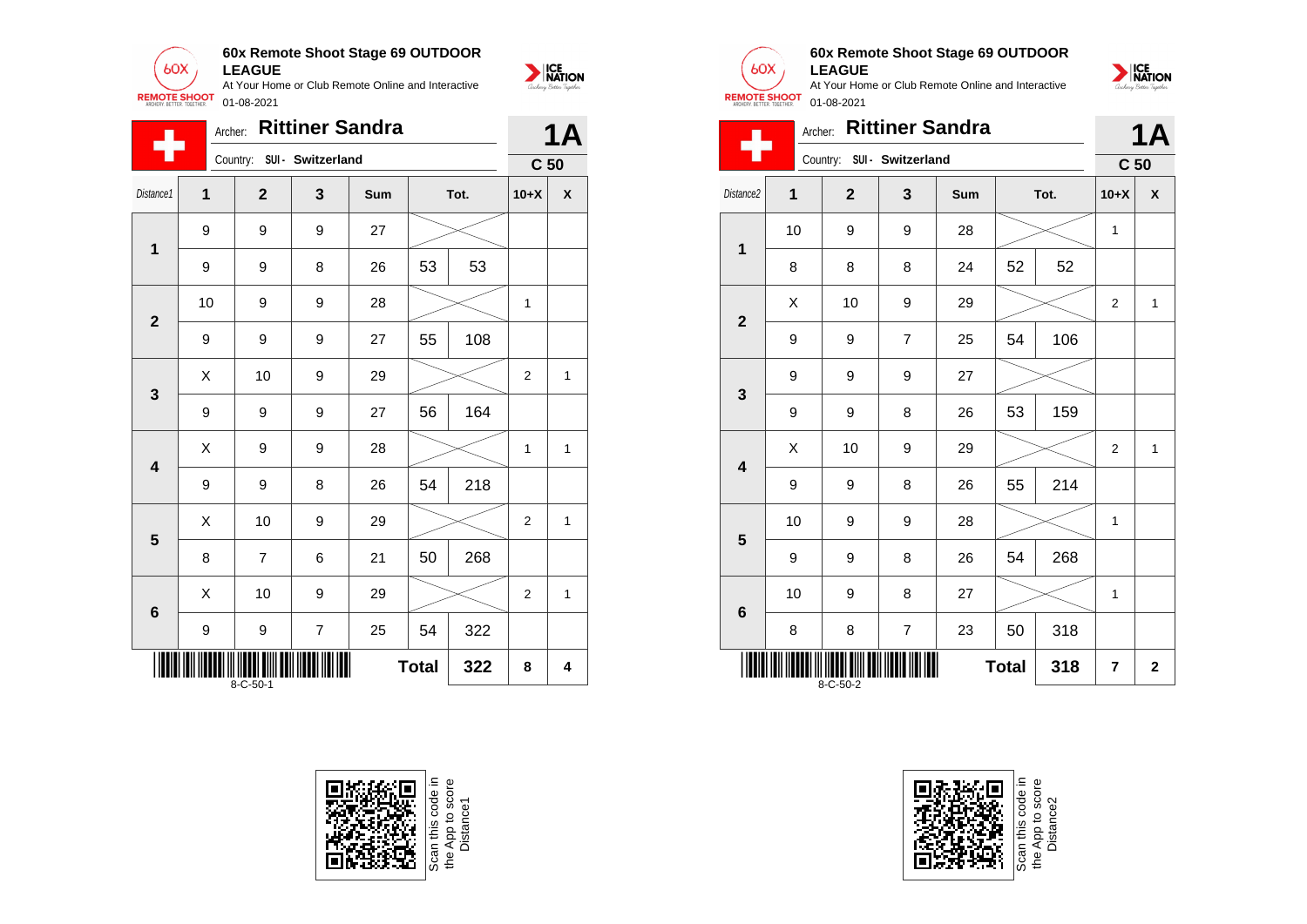**60x Remote Shoot Stage 69 OUTDOOR LEAGUE**

At Your Home or Club Remote Online and Interactive

01-08-2021

Archer: **Rittiner Sandra** — **1A**

Country: SUI - Switzerland — **C 50**

| Distance1 | 1 | 2 | 3 | Sum | Tot. | | 10+X | X |
|---|---|---|---|---|---|---|---|---|
| 1 | 9 | 9 | 9 | 27 | | | | |
| | 9 | 9 | 8 | 26 | 53 | 53 | | |
| 2 | 10 | 9 | 9 | 28 | | | 1 | |
| | 9 | 9 | 9 | 27 | 55 | 108 | | |
| 3 | X | 10 | 9 | 29 | | | 2 | 1 |
| | 9 | 9 | 9 | 27 | 56 | 164 | | |
| 4 | X | 9 | 9 | 28 | | | 1 | 1 |
| | 9 | 9 | 8 | 26 | 54 | 218 | | |
| 5 | X | 10 | 9 | 29 | | | 2 | 1 |
| | 8 | 7 | 6 | 21 | 50 | 268 | | |
| 6 | X | 10 | 9 | 29 | | | 2 | 1 |
| | 9 | 9 | 7 | 25 | 54 | 322 | | |
| | | | | | **Total** | **322** | **8** | **4** |

8-C-50-1

Scan this code in the App to score Distance1

**60x Remote Shoot Stage 69 OUTDOOR LEAGUE**

At Your Home or Club Remote Online and Interactive

01-08-2021

Archer: **Rittiner Sandra** — **1A**

Country: SUI - Switzerland — **C 50**

| Distance2 | 1 | 2 | 3 | Sum | Tot. | | 10+X | X |
|---|---|---|---|---|---|---|---|---|
| 1 | 10 | 9 | 9 | 28 | | | 1 | |
| | 8 | 8 | 8 | 24 | 52 | 52 | | |
| 2 | X | 10 | 9 | 29 | | | 2 | 1 |
| | 9 | 9 | 7 | 25 | 54 | 106 | | |
| 3 | 9 | 9 | 9 | 27 | | | | |
| | 9 | 9 | 8 | 26 | 53 | 159 | | |
| 4 | X | 10 | 9 | 29 | | | 2 | 1 |
| | 9 | 9 | 8 | 26 | 55 | 214 | | |
| 5 | 10 | 9 | 9 | 28 | | | 1 | |
| | 9 | 9 | 8 | 26 | 54 | 268 | | |
| 6 | 10 | 9 | 8 | 27 | | | 1 | |
| | 8 | 8 | 7 | 23 | 50 | 318 | | |
| | | | | | **Total** | **318** | **7** | **2** |

8-C-50-2

Scan this code in the App to score Distance2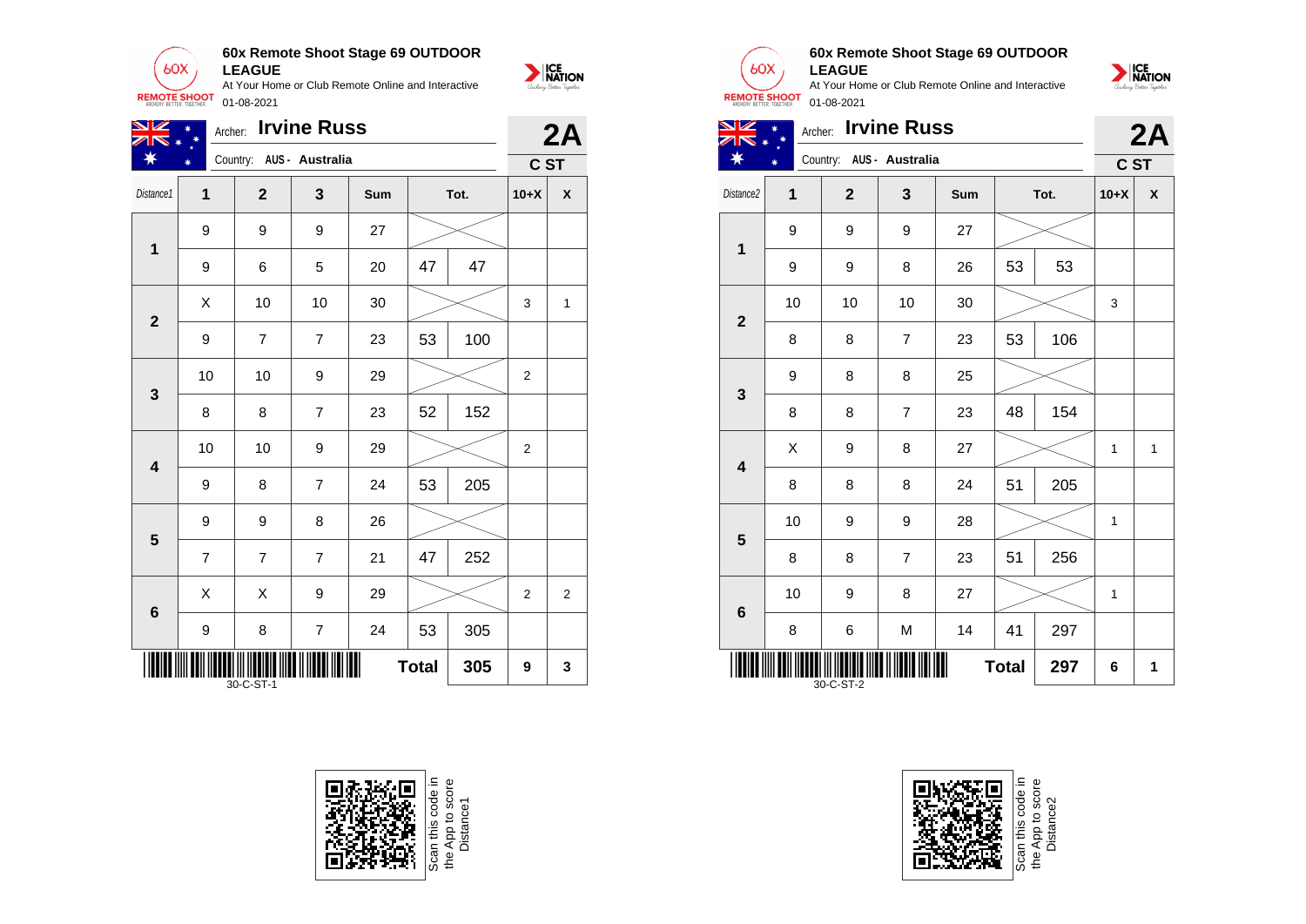## 60x Remote Shoot Stage 69 OUTDOOR LEAGUE

At Your Home or Club Remote Online and Interactive

01-08-2021

Archer: **Irvine Russ**

Country: AUS - Australia

**2A** C ST

| Distance1 | 1 | 2 | 3 | Sum | Tot. | | 10+X | X |
|---|---|---|---|---|---|---|---|---|
| **1** | 9 | 9 | 9 | 27 | | | | |
| | 9 | 6 | 5 | 20 | 47 | 47 | | |
| **2** | X | 10 | 10 | 30 | | | 3 | 1 |
| | 9 | 7 | 7 | 23 | 53 | 100 | | |
| **3** | 10 | 10 | 9 | 29 | | | 2 | |
| | 8 | 8 | 7 | 23 | 52 | 152 | | |
| **4** | 10 | 10 | 9 | 29 | | | 2 | |
| | 9 | 8 | 7 | 24 | 53 | 205 | | |
| **5** | 9 | 9 | 8 | 26 | | | | |
| | 7 | 7 | 7 | 21 | 47 | 252 | | |
| **6** | X | X | 9 | 29 | | | 2 | 2 |
| | 9 | 8 | 7 | 24 | 53 | 305 | | |
| | | | | | **Total** | **305** | **9** | **3** |

30-C-ST-1

## 60x Remote Shoot Stage 69 OUTDOOR LEAGUE

At Your Home or Club Remote Online and Interactive

01-08-2021

Archer: **Irvine Russ**

Country: AUS - Australia

**2A** C ST

| Distance2 | 1 | 2 | 3 | Sum | Tot. | | 10+X | X |
|---|---|---|---|---|---|---|---|---|
| **1** | 9 | 9 | 9 | 27 | | | | |
| | 9 | 9 | 8 | 26 | 53 | 53 | | |
| **2** | 10 | 10 | 10 | 30 | | | 3 | |
| | 8 | 8 | 7 | 23 | 53 | 106 | | |
| **3** | 9 | 8 | 8 | 25 | | | | |
| | 8 | 8 | 7 | 23 | 48 | 154 | | |
| **4** | X | 9 | 8 | 27 | | | 1 | 1 |
| | 8 | 8 | 8 | 24 | 51 | 205 | | |
| **5** | 10 | 9 | 9 | 28 | | | 1 | |
| | 8 | 8 | 7 | 23 | 51 | 256 | | |
| **6** | 10 | 9 | 8 | 27 | | | 1 | |
| | 8 | 6 | M | 14 | 41 | 297 | | |
| | | | | | **Total** | **297** | **6** | **1** |

30-C-ST-2

Scan this code in the App to score Distance1

Scan this code in the App to score Distance2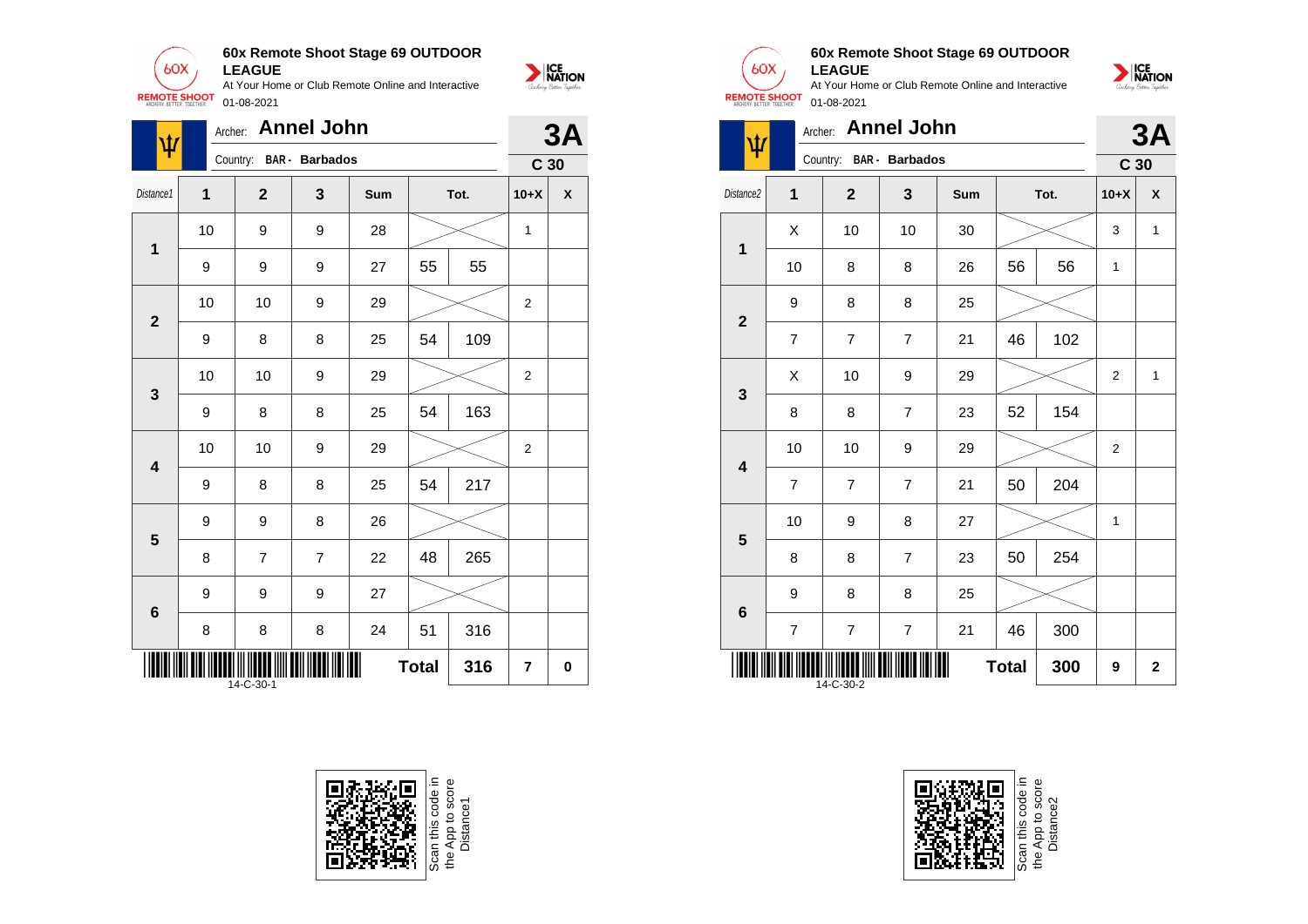**60x Remote Shoot Stage 69 OUTDOOR LEAGUE**

At Your Home or Club Remote Online and Interactive

01-08-2021

Archer: **Annel John** — **3A**

Country: BAR - Barbados — **C 30**

| Distance1 | 1 | 2 | 3 | Sum | Tot. | | 10+X | X |
|---|---|---|---|---|---|---|---|---|
| 1 | 10 | 9 | 9 | 28 | | | 1 | |
| | 9 | 9 | 9 | 27 | 55 | 55 | | |
| 2 | 10 | 10 | 9 | 29 | | | 2 | |
| | 9 | 8 | 8 | 25 | 54 | 109 | | |
| 3 | 10 | 10 | 9 | 29 | | | 2 | |
| | 9 | 8 | 8 | 25 | 54 | 163 | | |
| 4 | 10 | 10 | 9 | 29 | | | 2 | |
| | 9 | 8 | 8 | 25 | 54 | 217 | | |
| 5 | 9 | 9 | 8 | 26 | | | | |
| | 8 | 7 | 7 | 22 | 48 | 265 | | |
| 6 | 9 | 9 | 9 | 27 | | | | |
| | 8 | 8 | 8 | 24 | 51 | 316 | | |
| | | | | | Total | 316 | 7 | 0 |

14-C-30-1

Scan this code in the App to score Distance1

**60x Remote Shoot Stage 69 OUTDOOR LEAGUE**

At Your Home or Club Remote Online and Interactive

01-08-2021

Archer: **Annel John** — **3A**

Country: BAR - Barbados — **C 30**

| Distance2 | 1 | 2 | 3 | Sum | Tot. | | 10+X | X |
|---|---|---|---|---|---|---|---|---|
| 1 | X | 10 | 10 | 30 | | | 3 | 1 |
| | 10 | 8 | 8 | 26 | 56 | 56 | 1 | |
| 2 | 9 | 8 | 8 | 25 | | | | |
| | 7 | 7 | 7 | 21 | 46 | 102 | | |
| 3 | X | 10 | 9 | 29 | | | 2 | 1 |
| | 8 | 8 | 7 | 23 | 52 | 154 | | |
| 4 | 10 | 10 | 9 | 29 | | | 2 | |
| | 7 | 7 | 7 | 21 | 50 | 204 | | |
| 5 | 10 | 9 | 8 | 27 | | | 1 | |
| | 8 | 8 | 7 | 23 | 50 | 254 | | |
| 6 | 9 | 8 | 8 | 25 | | | | |
| | 7 | 7 | 7 | 21 | 46 | 300 | | |
| | | | | | Total | 300 | 9 | 2 |

14-C-30-2

Scan this code in the App to score Distance2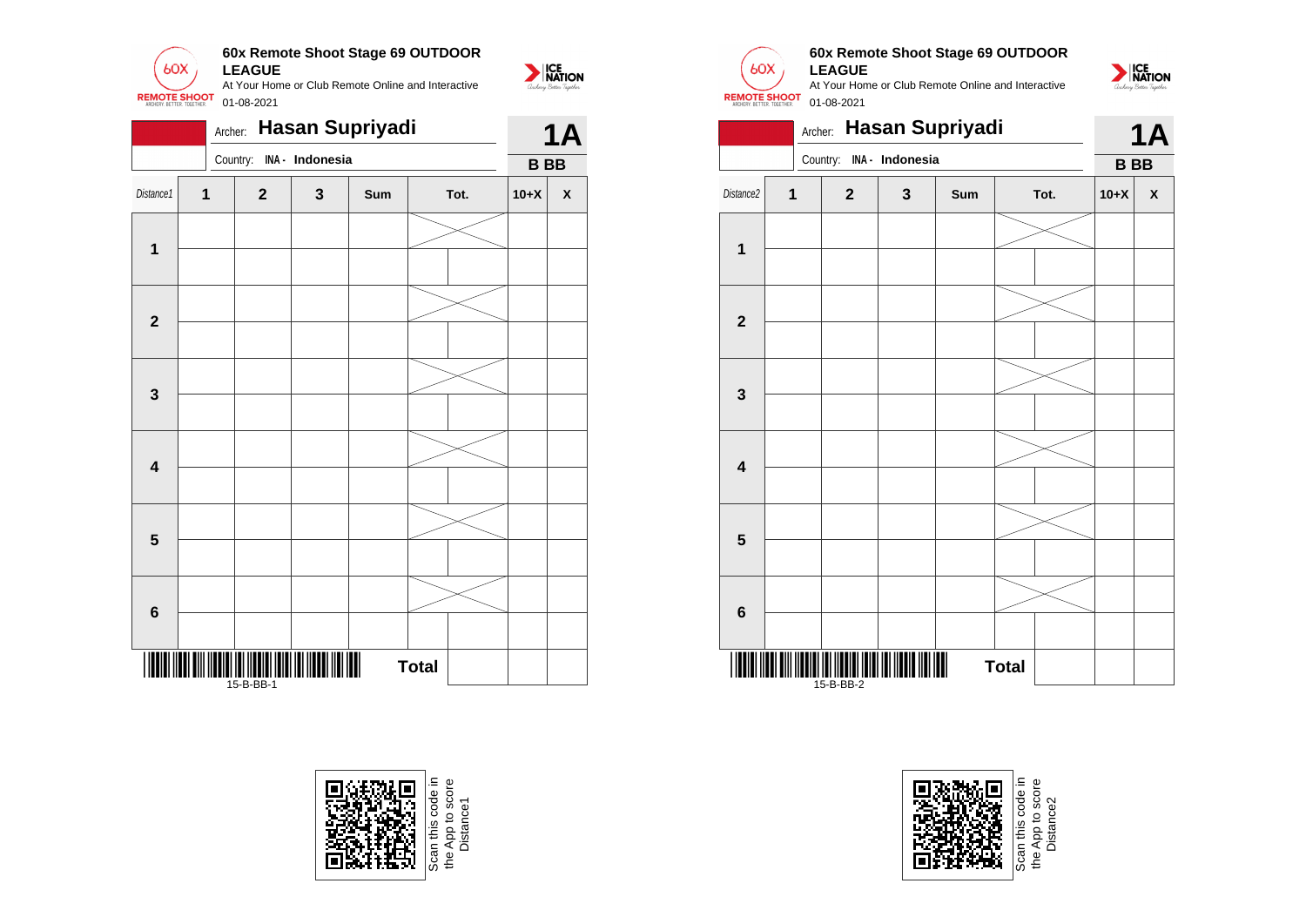## 60x Remote Shoot Stage 69 OUTDOOR LEAGUE

At Your Home or Club Remote Online and Interactive

01-08-2021

Archer: **Hasan Supriyadi** — **1A**

Country: INA - Indonesia — **B BB**

| Distance1 | 1 | 2 | 3 | Sum | Tot. | | 10+X | X |
|---|---|---|---|---|---|---|---|---|
| 1 | | | | | | | | |
| | | | | | | | | |
| 2 | | | | | | | | |
| | | | | | | | | |
| 3 | | | | | | | | |
| | | | | | | | | |
| 4 | | | | | | | | |
| | | | | | | | | |
| 5 | | | | | | | | |
| | | | | | | | | |
| 6 | | | | | | | | |
| | | | | | | | | |
| | | | | | Total | | | |

15-B-BB-1

Scan this code in the App to score Distance1

## 60x Remote Shoot Stage 69 OUTDOOR LEAGUE

At Your Home or Club Remote Online and Interactive

01-08-2021

Archer: **Hasan Supriyadi** — **1A**

Country: INA - Indonesia — **B BB**

| Distance2 | 1 | 2 | 3 | Sum | Tot. | | 10+X | X |
|---|---|---|---|---|---|---|---|---|
| 1 | | | | | | | | |
| | | | | | | | | |
| 2 | | | | | | | | |
| | | | | | | | | |
| 3 | | | | | | | | |
| | | | | | | | | |
| 4 | | | | | | | | |
| | | | | | | | | |
| 5 | | | | | | | | |
| | | | | | | | | |
| 6 | | | | | | | | |
| | | | | | | | | |
| | | | | | Total | | | |

15-B-BB-2

Scan this code in the App to score Distance2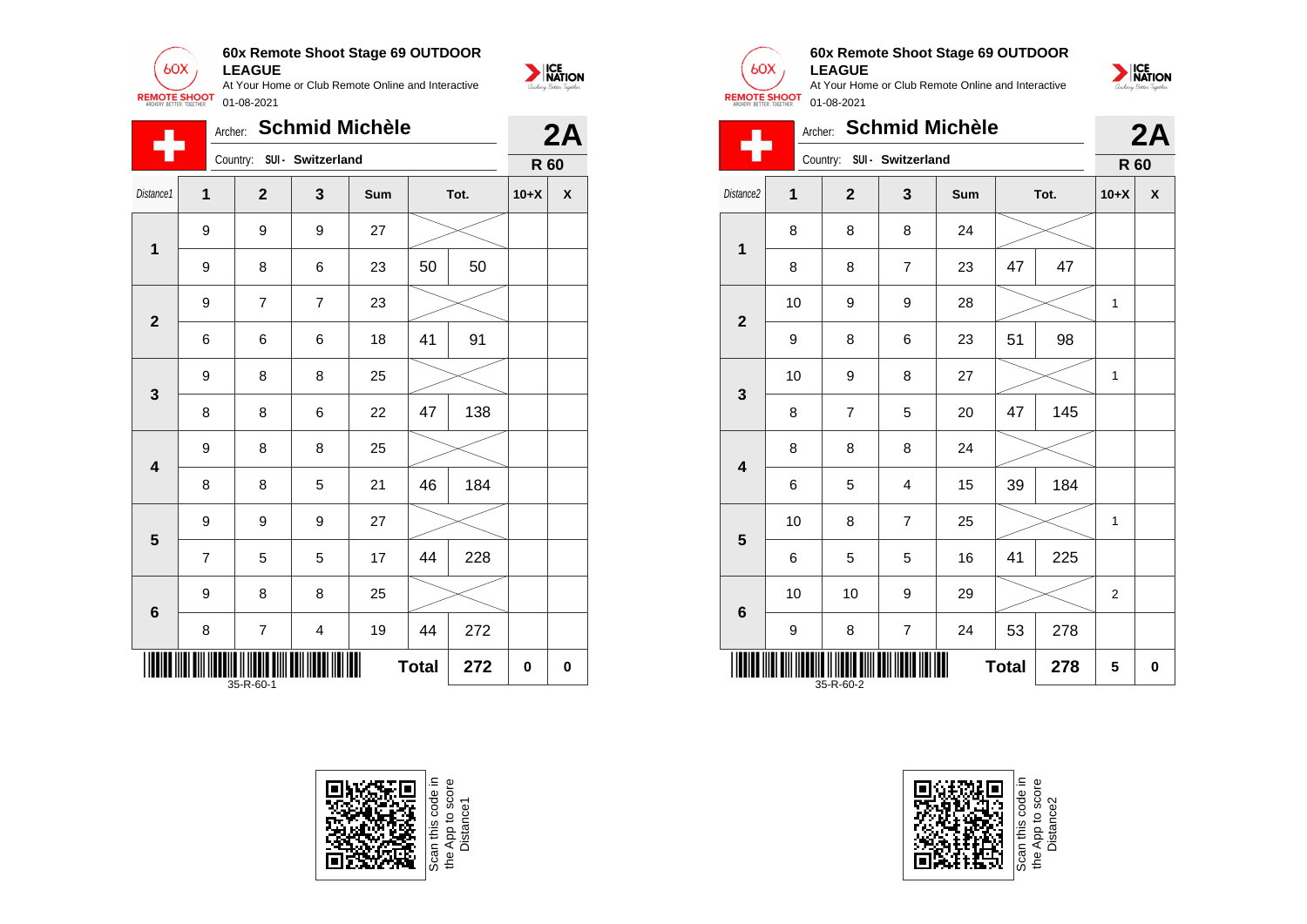**60x Remote Shoot Stage 69 OUTDOOR LEAGUE**

At Your Home or Club Remote Online and Interactive

01-08-2021

Archer: **Schmid Michèle** — **2A**

Country: SUI - Switzerland — **R 60**

| Distance1 | 1 | 2 | 3 | Sum | Tot. | | 10+X | X |
|---|---|---|---|---|---|---|---|---|
| 1 | 9 | 9 | 9 | 27 | | | | |
| | 9 | 8 | 6 | 23 | 50 | 50 | | |
| 2 | 9 | 7 | 7 | 23 | | | | |
| | 6 | 6 | 6 | 18 | 41 | 91 | | |
| 3 | 9 | 8 | 8 | 25 | | | | |
| | 8 | 8 | 6 | 22 | 47 | 138 | | |
| 4 | 9 | 8 | 8 | 25 | | | | |
| | 8 | 8 | 5 | 21 | 46 | 184 | | |
| 5 | 9 | 9 | 9 | 27 | | | | |
| | 7 | 5 | 5 | 17 | 44 | 228 | | |
| 6 | 9 | 8 | 8 | 25 | | | | |
| | 8 | 7 | 4 | 19 | 44 | 272 | | |
| | | | | | Total | 272 | 0 | 0 |

35-R-60-1

Scan this code in the App to score Distance1

**60x Remote Shoot Stage 69 OUTDOOR LEAGUE**

At Your Home or Club Remote Online and Interactive

01-08-2021

Archer: **Schmid Michèle** — **2A**

Country: SUI - Switzerland — **R 60**

| Distance2 | 1 | 2 | 3 | Sum | Tot. | | 10+X | X |
|---|---|---|---|---|---|---|---|---|
| 1 | 8 | 8 | 8 | 24 | | | | |
| | 8 | 8 | 7 | 23 | 47 | 47 | | |
| 2 | 10 | 9 | 9 | 28 | | | 1 | |
| | 9 | 8 | 6 | 23 | 51 | 98 | | |
| 3 | 10 | 9 | 8 | 27 | | | 1 | |
| | 8 | 7 | 5 | 20 | 47 | 145 | | |
| 4 | 8 | 8 | 8 | 24 | | | | |
| | 6 | 5 | 4 | 15 | 39 | 184 | | |
| 5 | 10 | 8 | 7 | 25 | | | 1 | |
| | 6 | 5 | 5 | 16 | 41 | 225 | | |
| 6 | 10 | 10 | 9 | 29 | | | 2 | |
| | 9 | 8 | 7 | 24 | 53 | 278 | | |
| | | | | | Total | 278 | 5 | 0 |

35-R-60-2

Scan this code in the App to score Distance2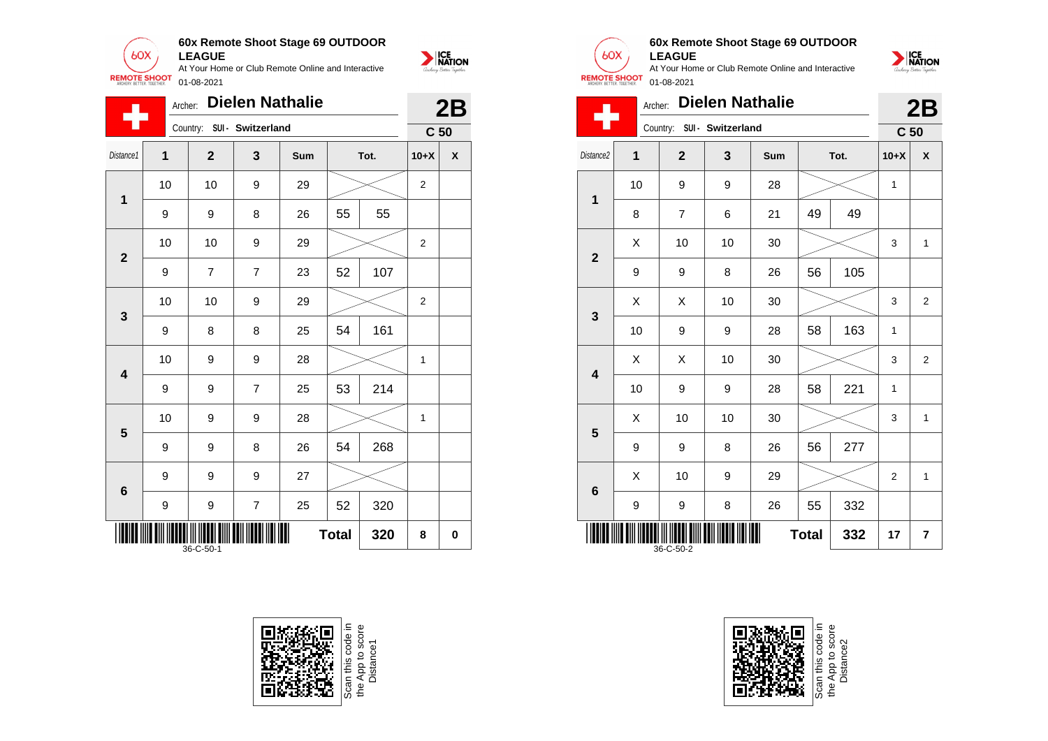## 60x Remote Shoot Stage 69 OUTDOOR LEAGUE

At Your Home or Club Remote Online and Interactive

01-08-2021

Archer: **Dielen Nathalie**

Country: SUI - Switzerland

**2B**

**C 50**

| Distance1 | 1 | 2 | 3 | Sum | Tot. | | 10+X | X |
|---|---|---|---|---|---|---|---|---|
| 1 | 10 | 10 | 9 | 29 | | | 2 | |
| | 9 | 9 | 8 | 26 | 55 | 55 | | |
| 2 | 10 | 10 | 9 | 29 | | | 2 | |
| | 9 | 7 | 7 | 23 | 52 | 107 | | |
| 3 | 10 | 10 | 9 | 29 | | | 2 | |
| | 9 | 8 | 8 | 25 | 54 | 161 | | |
| 4 | 10 | 9 | 9 | 28 | | | 1 | |
| | 9 | 9 | 7 | 25 | 53 | 214 | | |
| 5 | 10 | 9 | 9 | 28 | | | 1 | |
| | 9 | 9 | 8 | 26 | 54 | 268 | | |
| 6 | 9 | 9 | 9 | 27 | | | | |
| | 9 | 9 | 7 | 25 | 52 | 320 | | |
| | | | | | **Total** | **320** | **8** | **0** |

36-C-50-1

Scan this code in the App to score Distance1

## 60x Remote Shoot Stage 69 OUTDOOR LEAGUE

At Your Home or Club Remote Online and Interactive

01-08-2021

Archer: **Dielen Nathalie**

Country: SUI - Switzerland

**2B**

**C 50**

| Distance2 | 1 | 2 | 3 | Sum | Tot. | | 10+X | X |
|---|---|---|---|---|---|---|---|---|
| 1 | 10 | 9 | 9 | 28 | | | 1 | |
| | 8 | 7 | 6 | 21 | 49 | 49 | | |
| 2 | X | 10 | 10 | 30 | | | 3 | 1 |
| | 9 | 9 | 8 | 26 | 56 | 105 | | |
| 3 | X | X | 10 | 30 | | | 3 | 2 |
| | 10 | 9 | 9 | 28 | 58 | 163 | 1 | |
| 4 | X | X | 10 | 30 | | | 3 | 2 |
| | 10 | 9 | 9 | 28 | 58 | 221 | 1 | |
| 5 | X | 10 | 10 | 30 | | | 3 | 1 |
| | 9 | 9 | 8 | 26 | 56 | 277 | | |
| 6 | X | 10 | 9 | 29 | | | 2 | 1 |
| | 9 | 9 | 8 | 26 | 55 | 332 | | |
| | | | | | **Total** | **332** | **17** | **7** |

36-C-50-2

Scan this code in the App to score Distance2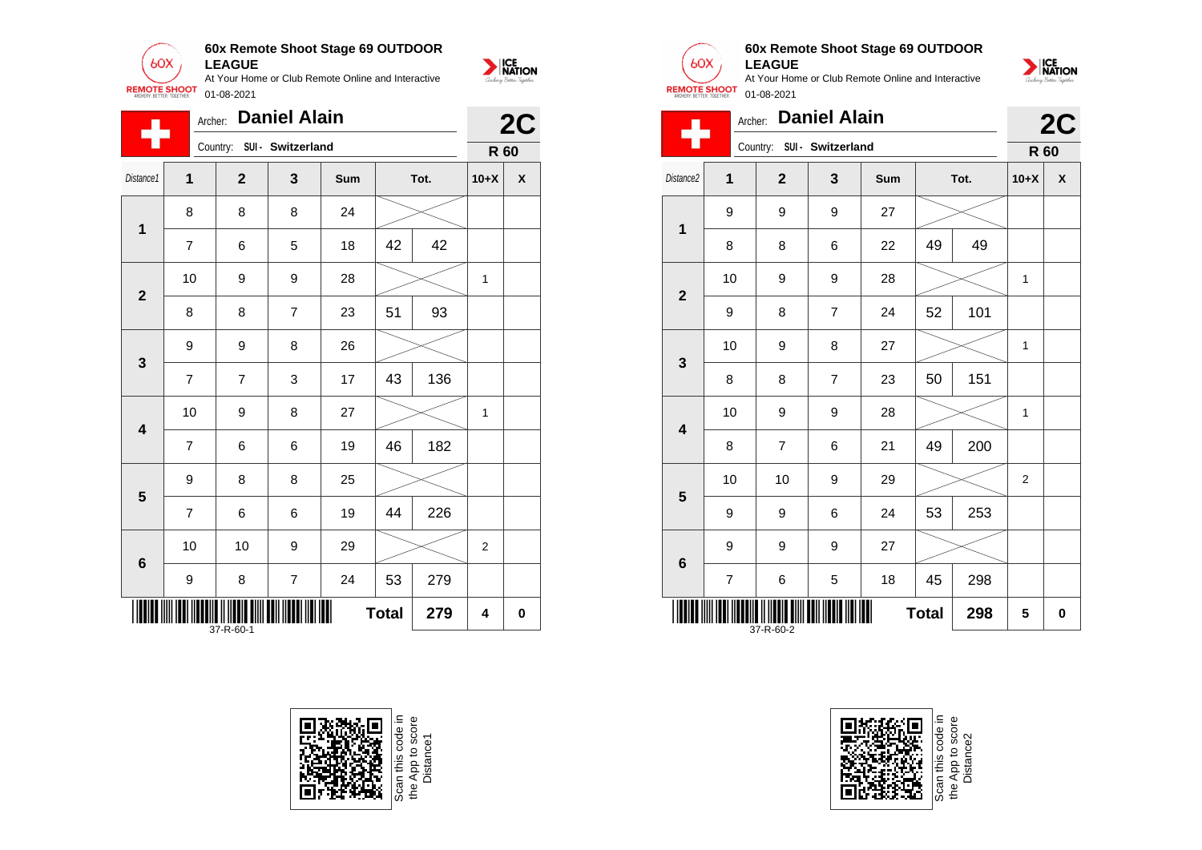**60x Remote Shoot Stage 69 OUTDOOR LEAGUE**

At Your Home or Club Remote Online and Interactive

01-08-2021

Archer: **Daniel Alain** — **2C**

Country: SUI - Switzerland — **R 60**

| Distance1 | 1 | 2 | 3 | Sum | Tot. | | 10+X | X |
|---|---|---|---|---|---|---|---|---|
| 1 | 8 | 8 | 8 | 24 | | | | |
| | 7 | 6 | 5 | 18 | 42 | 42 | | |
| 2 | 10 | 9 | 9 | 28 | | | 1 | |
| | 8 | 8 | 7 | 23 | 51 | 93 | | |
| 3 | 9 | 9 | 8 | 26 | | | | |
| | 7 | 7 | 3 | 17 | 43 | 136 | | |
| 4 | 10 | 9 | 8 | 27 | | | 1 | |
| | 7 | 6 | 6 | 19 | 46 | 182 | | |
| 5 | 9 | 8 | 8 | 25 | | | | |
| | 7 | 6 | 6 | 19 | 44 | 226 | | |
| 6 | 10 | 10 | 9 | 29 | | | 2 | |
| | 9 | 8 | 7 | 24 | 53 | 279 | | |
| | | | | | **Total** | **279** | **4** | **0** |

37-R-60-1

Scan this code in the App to score Distance1

**60x Remote Shoot Stage 69 OUTDOOR LEAGUE**

At Your Home or Club Remote Online and Interactive

01-08-2021

Archer: **Daniel Alain** — **2C**

Country: SUI - Switzerland — **R 60**

| Distance2 | 1 | 2 | 3 | Sum | Tot. | | 10+X | X |
|---|---|---|---|---|---|---|---|---|
| 1 | 9 | 9 | 9 | 27 | | | | |
| | 8 | 8 | 6 | 22 | 49 | 49 | | |
| 2 | 10 | 9 | 9 | 28 | | | 1 | |
| | 9 | 8 | 7 | 24 | 52 | 101 | | |
| 3 | 10 | 9 | 8 | 27 | | | 1 | |
| | 8 | 8 | 7 | 23 | 50 | 151 | | |
| 4 | 10 | 9 | 9 | 28 | | | 1 | |
| | 8 | 7 | 6 | 21 | 49 | 200 | | |
| 5 | 10 | 10 | 9 | 29 | | | 2 | |
| | 9 | 9 | 6 | 24 | 53 | 253 | | |
| 6 | 9 | 9 | 9 | 27 | | | | |
| | 7 | 6 | 5 | 18 | 45 | 298 | | |
| | | | | | **Total** | **298** | **5** | **0** |

37-R-60-2

Scan this code in the App to score Distance2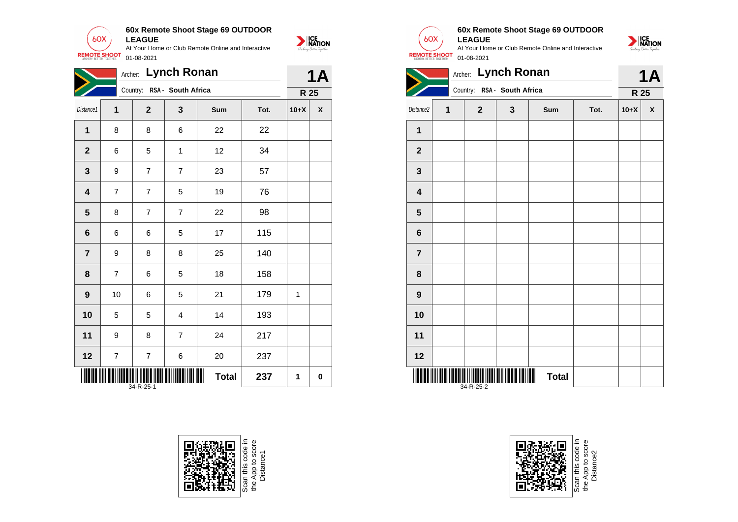**60x Remote Shoot Stage 69 OUTDOOR LEAGUE**
At Your Home or Club Remote Online and Interactive
01-08-2021

Archer: **Lynch Ronan**
Country: **RSA - South Africa**
**1A**
**R 25**

| Distance1 | 1 | 2 | 3 | Sum | Tot. | 10+X | X |
|---|---|---|---|---|---|---|---|
| 1 | 8 | 8 | 6 | 22 | 22 | | |
| 2 | 6 | 5 | 1 | 12 | 34 | | |
| 3 | 9 | 7 | 7 | 23 | 57 | | |
| 4 | 7 | 7 | 5 | 19 | 76 | | |
| 5 | 8 | 7 | 7 | 22 | 98 | | |
| 6 | 6 | 6 | 5 | 17 | 115 | | |
| 7 | 9 | 8 | 8 | 25 | 140 | | |
| 8 | 7 | 6 | 5 | 18 | 158 | | |
| 9 | 10 | 6 | 5 | 21 | 179 | 1 | |
| 10 | 5 | 5 | 4 | 14 | 193 | | |
| 11 | 9 | 8 | 7 | 24 | 217 | | |
| 12 | 7 | 7 | 6 | 20 | 237 | | |
| | | | | **Total** | **237** | **1** | **0** |

34-R-25-1

Scan this code in the App to score Distance1

**60x Remote Shoot Stage 69 OUTDOOR LEAGUE**
At Your Home or Club Remote Online and Interactive
01-08-2021

Archer: **Lynch Ronan**
Country: **RSA - South Africa**
**1A**
**R 25**

| Distance2 | 1 | 2 | 3 | Sum | Tot. | 10+X | X |
|---|---|---|---|---|---|---|---|
| 1 | | | | | | | |
| 2 | | | | | | | |
| 3 | | | | | | | |
| 4 | | | | | | | |
| 5 | | | | | | | |
| 6 | | | | | | | |
| 7 | | | | | | | |
| 8 | | | | | | | |
| 9 | | | | | | | |
| 10 | | | | | | | |
| 11 | | | | | | | |
| 12 | | | | | | | |
| | | | | **Total** | | | |

34-R-25-2

Scan this code in the App to score Distance2